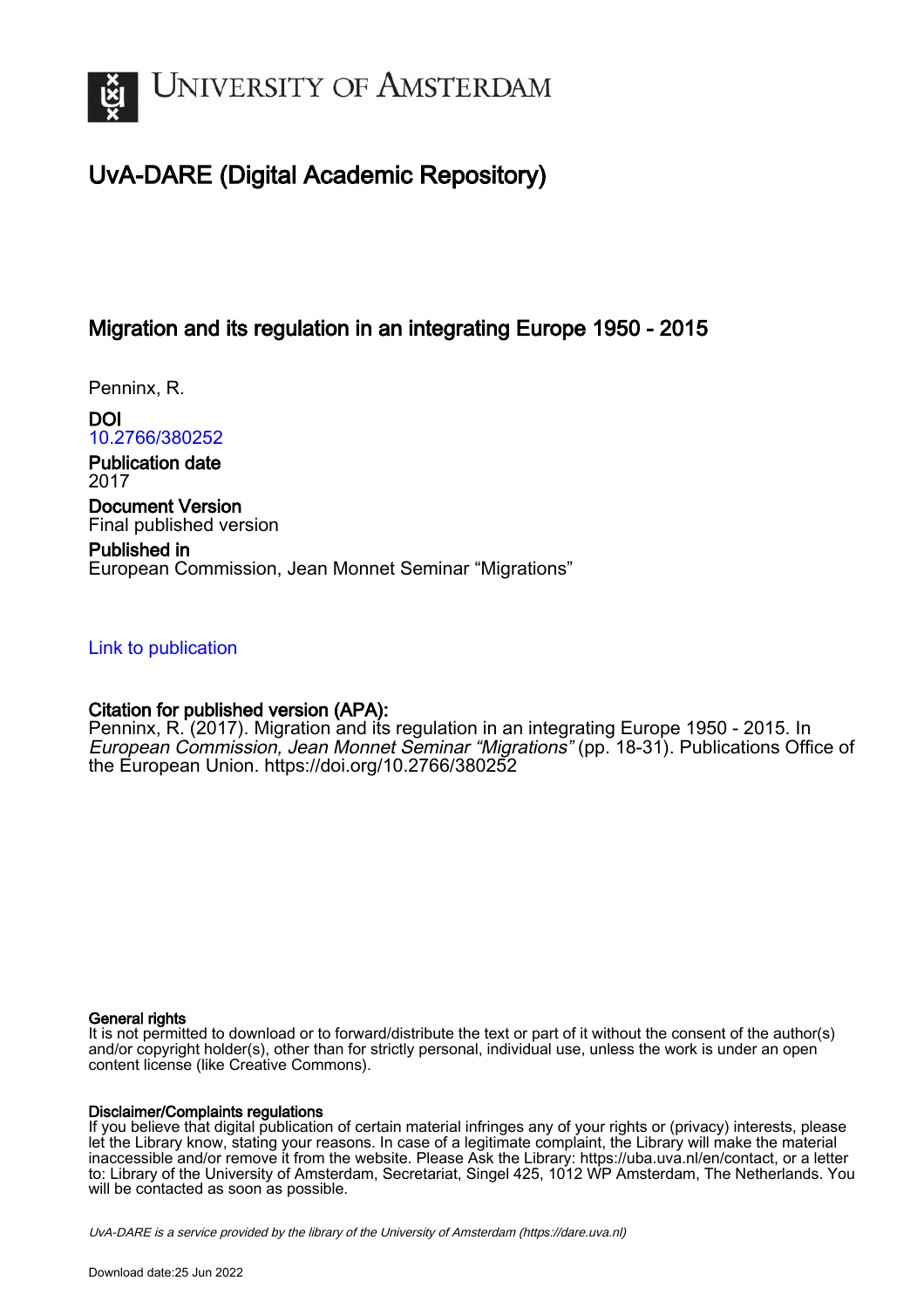UNIVERSITY OF AMSTERDAM

# UvA-DARE (Digital Academic Repository)

## Migration and its regulation in an integrating Europe 1950 - 2015

Penninx, R.

**DOI**
10.2766/380252

**Publication date**
2017

**Document Version**
Final published version

**Published in**
European Commission, Jean Monnet Seminar "Migrations"

Link to publication

**Citation for published version (APA):**
Penninx, R. (2017). Migration and its regulation in an integrating Europe 1950 - 2015. In *European Commission, Jean Monnet Seminar "Migrations"* (pp. 18-31). Publications Office of the European Union. https://doi.org/10.2766/380252

**General rights**
It is not permitted to download or to forward/distribute the text or part of it without the consent of the author(s) and/or copyright holder(s), other than for strictly personal, individual use, unless the work is under an open content license (like Creative Commons).

**Disclaimer/Complaints regulations**
If you believe that digital publication of certain material infringes any of your rights or (privacy) interests, please let the Library know, stating your reasons. In case of a legitimate complaint, the Library will make the material inaccessible and/or remove it from the website. Please Ask the Library: https://uba.uva.nl/en/contact, or a letter to: Library of the University of Amsterdam, Secretariat, Singel 425, 1012 WP Amsterdam, The Netherlands. You will be contacted as soon as possible.

*UvA-DARE is a service provided by the library of the University of Amsterdam (https://dare.uva.nl)*

Download date:25 Jun 2022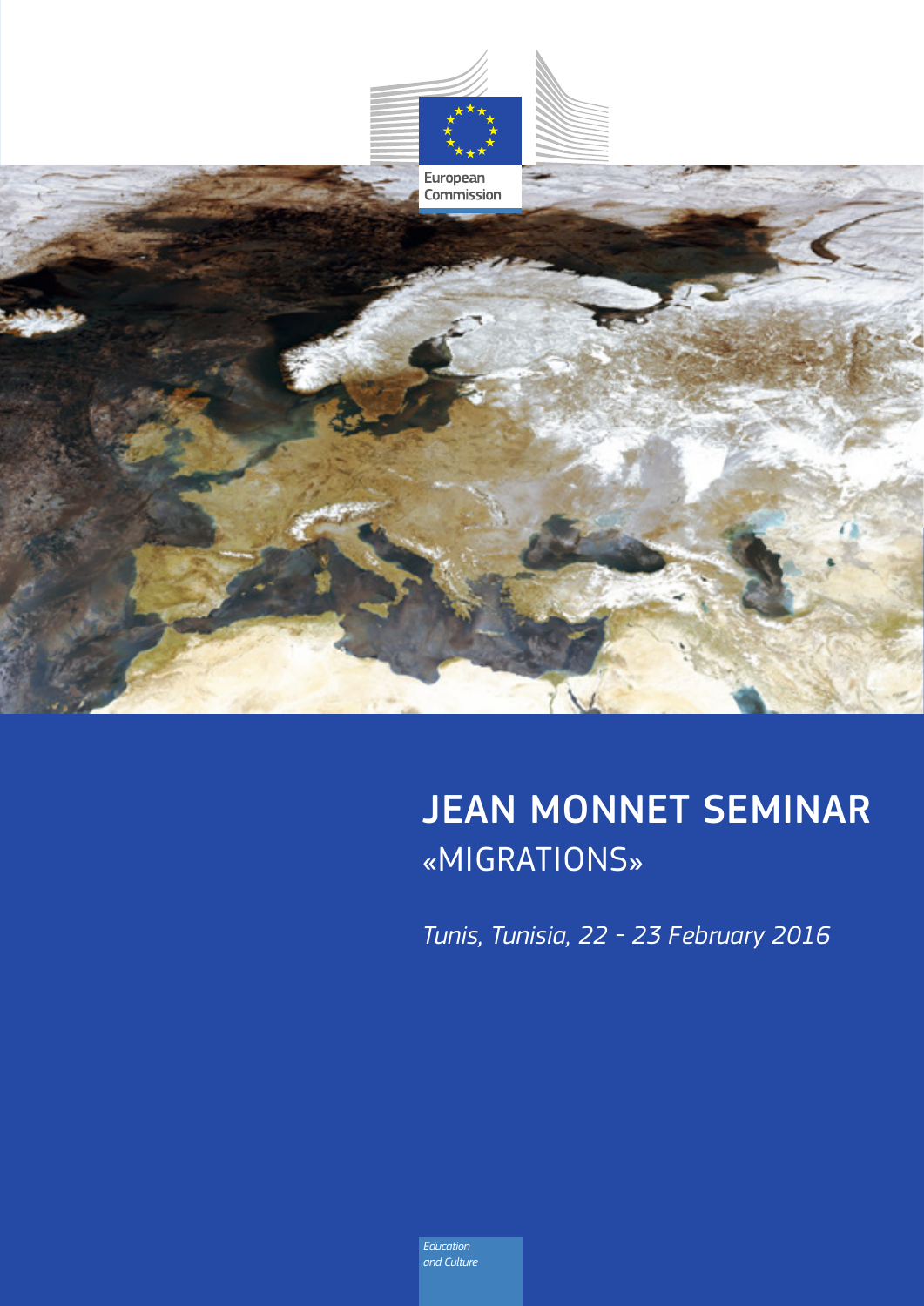European Commission

# JEAN MONNET SEMINAR
## «MIGRATIONS»

*Tunis, Tunisia, 22 - 23 February 2016*

*Education and Culture*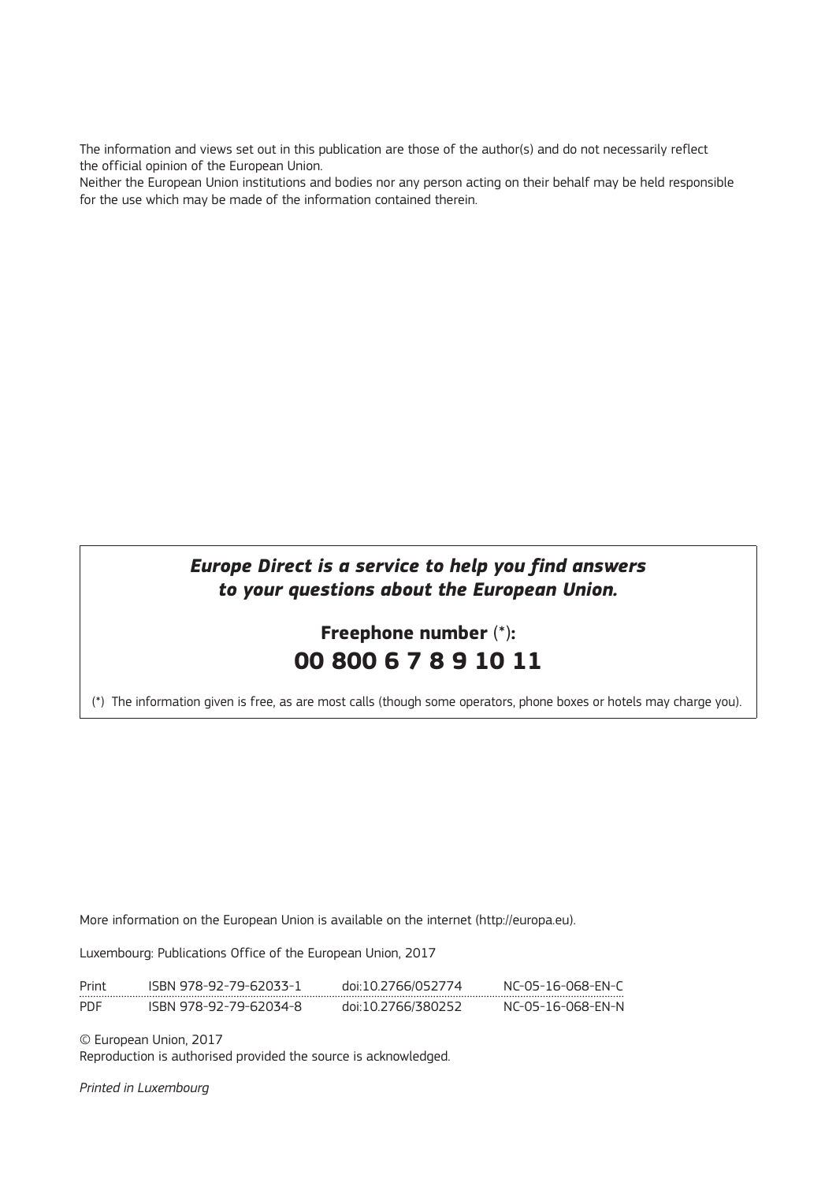The information and views set out in this publication are those of the author(s) and do not necessarily reflect the official opinion of the European Union.
Neither the European Union institutions and bodies nor any person acting on their behalf may be held responsible for the use which may be made of the information contained therein.

***Europe Direct is a service to help you find answers to your questions about the European Union.***

**Freephone number** (*)**:**
**00 800 6 7 8 9 10 11**

(*) The information given is free, as are most calls (though some operators, phone boxes or hotels may charge you).

More information on the European Union is available on the internet (http://europa.eu).

Luxembourg: Publications Office of the European Union, 2017

| | | | |
|---|---|---|---|
| Print | ISBN 978-92-79-62033-1 | doi:10.2766/052774 | NC-05-16-068-EN-C |
| PDF | ISBN 978-92-79-62034-8 | doi:10.2766/380252 | NC-05-16-068-EN-N |

© European Union, 2017
Reproduction is authorised provided the source is acknowledged.

*Printed in Luxembourg*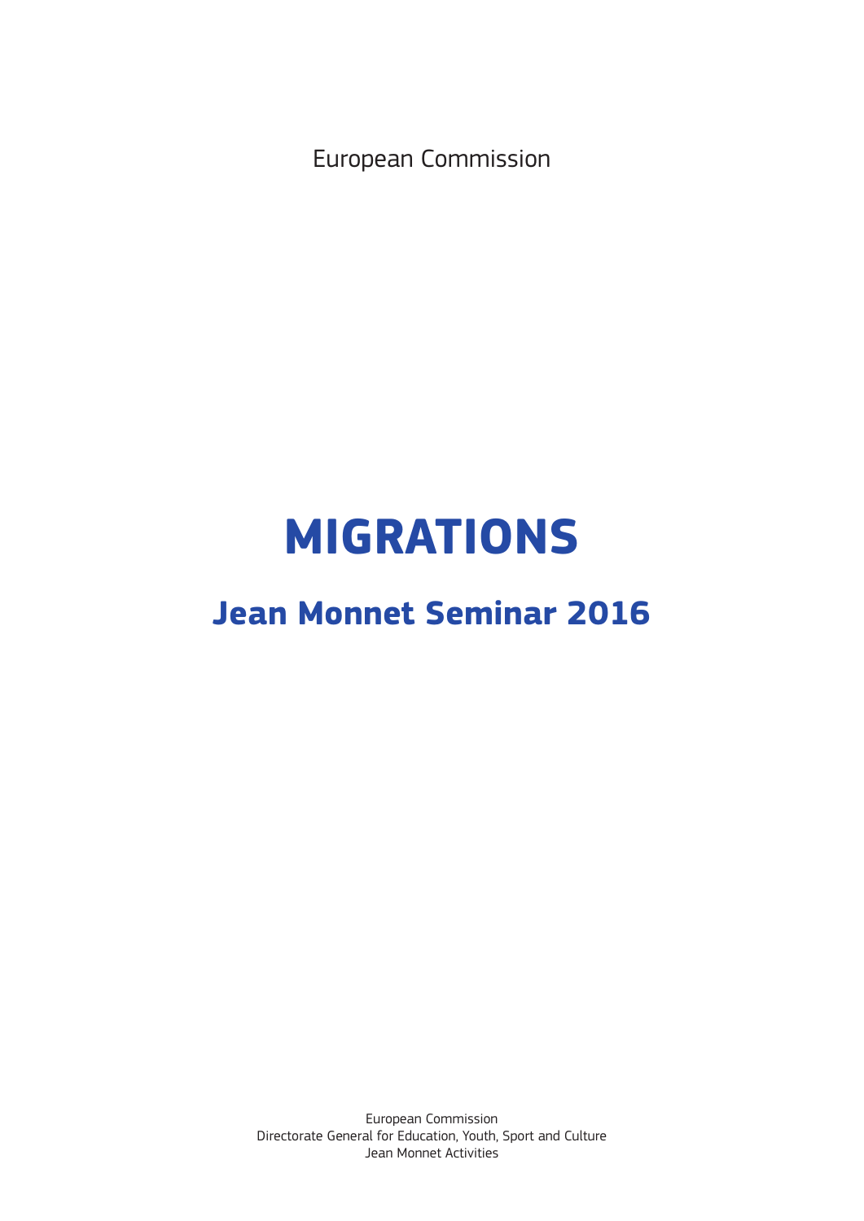European Commission

# MIGRATIONS

## Jean Monnet Seminar 2016

European Commission
Directorate General for Education, Youth, Sport and Culture
Jean Monnet Activities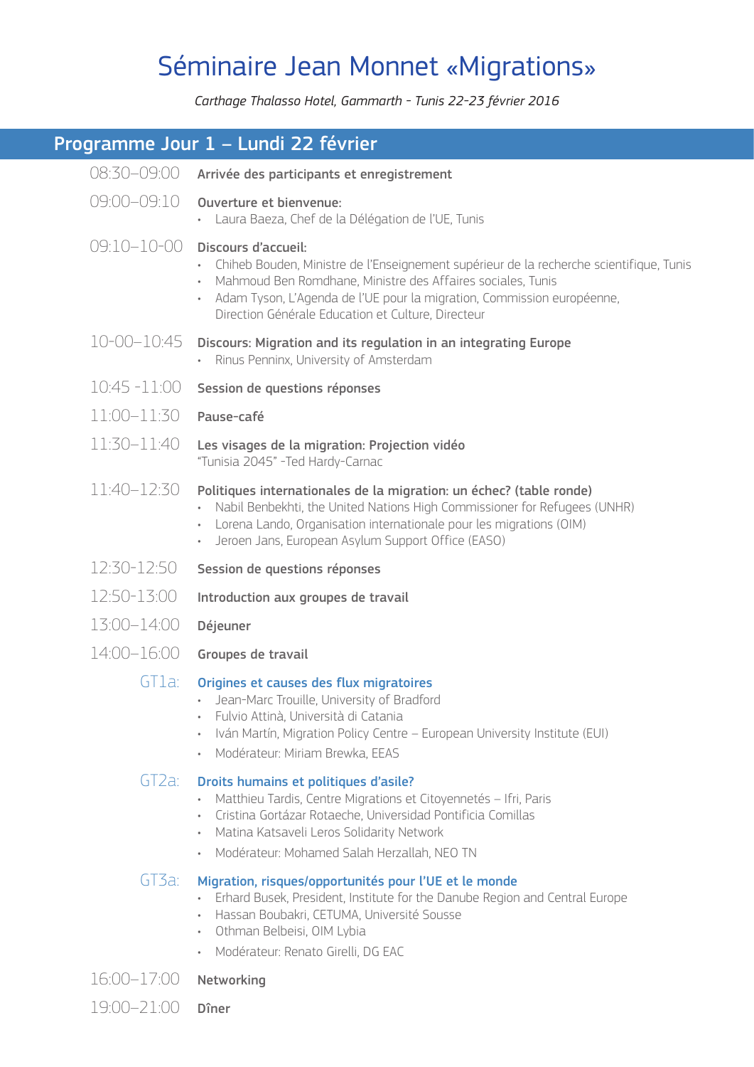# Séminaire Jean Monnet «Migrations»

*Carthage Thalasso Hotel, Gammarth - Tunis 22-23 février 2016*

## Programme Jour 1 – Lundi 22 février

**08:30–09:00 Arrivée des participants et enregistrement**

**09:00–09:10 Ouverture et bienvenue:**

- Laura Baeza, Chef de la Délégation de l'UE, Tunis

**09:10–10-00 Discours d'accueil:**

- Chiheb Bouden, Ministre de l'Enseignement supérieur de la recherche scientifique, Tunis
- Mahmoud Ben Romdhane, Ministre des Affaires sociales, Tunis
- Adam Tyson, L'Agenda de l'UE pour la migration, Commission européenne, Direction Générale Education et Culture, Directeur

**10-00–10:45 Discours: Migration and its regulation in an integrating Europe**

- Rinus Penninx, University of Amsterdam

**10:45 -11:00 Session de questions réponses**

**11:00–11:30 Pause-café**

**11:30–11:40 Les visages de la migration: Projection vidéo**

"Tunisia 2045" -Ted Hardy-Carnac

**11:40–12:30 Politiques internationales de la migration: un échec? (table ronde)**

- Nabil Benbekhti, the United Nations High Commissioner for Refugees (UNHR)
- Lorena Lando, Organisation internationale pour les migrations (OIM)
- Jeroen Jans, European Asylum Support Office (EASO)

**12:30-12:50 Session de questions réponses**

**12:50-13:00 Introduction aux groupes de travail**

**13:00–14:00 Déjeuner**

**14:00–16:00 Groupes de travail**

**GT1a: Origines et causes des flux migratoires**

- Jean-Marc Trouille, University of Bradford
- Fulvio Attinà, Università di Catania
- Iván Martín, Migration Policy Centre – European University Institute (EUI)
- Modérateur: Miriam Brewka, EEAS

**GT2a: Droits humains et politiques d'asile?**

- Matthieu Tardis, Centre Migrations et Citoyennetés – Ifri, Paris
- Cristina Gortázar Rotaeche, Universidad Pontificia Comillas
- Matina Katsaveli Leros Solidarity Network
- Modérateur: Mohamed Salah Herzallah, NEO TN

**GT3a: Migration, risques/opportunités pour l'UE et le monde**

- Erhard Busek, President, Institute for the Danube Region and Central Europe
- Hassan Boubakri, CETUMA, Université Sousse
- Othman Belbeisi, OIM Lybia
- Modérateur: Renato Girelli, DG EAC

**16:00–17:00 Networking**

**19:00–21:00 Dîner**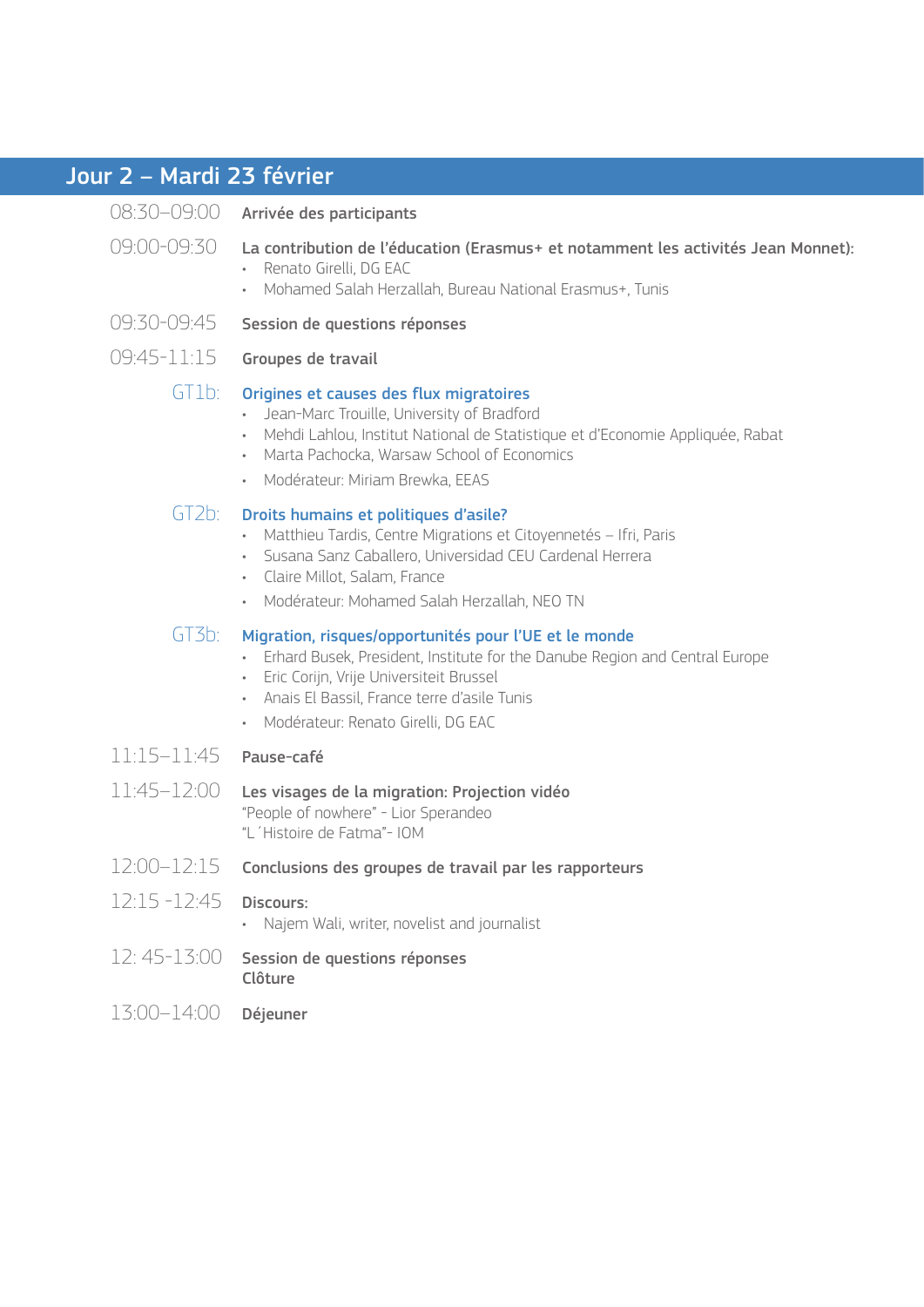## Jour 2 – Mardi 23 février

08:30–09:00 **Arrivée des participants**

09:00-09:30 **La contribution de l'éducation (Erasmus+ et notamment les activités Jean Monnet):**

- Renato Girelli, DG EAC
- Mohamed Salah Herzallah, Bureau National Erasmus+, Tunis

09:30-09:45 **Session de questions réponses**

09:45-11:15 **Groupes de travail**

GT1b: **Origines et causes des flux migratoires**

- Jean-Marc Trouille, University of Bradford
- Mehdi Lahlou, Institut National de Statistique et d'Economie Appliquée, Rabat
- Marta Pachocka, Warsaw School of Economics
- Modérateur: Miriam Brewka, EEAS

GT2b: **Droits humains et politiques d'asile?**

- Matthieu Tardis, Centre Migrations et Citoyennetés – Ifri, Paris
- Susana Sanz Caballero, Universidad CEU Cardenal Herrera
- Claire Millot, Salam, France
- Modérateur: Mohamed Salah Herzallah, NEO TN

GT3b: **Migration, risques/opportunités pour l'UE et le monde**

- Erhard Busek, President, Institute for the Danube Region and Central Europe
- Eric Corijn, Vrije Universiteit Brussel
- Anais El Bassil, France terre d'asile Tunis
- Modérateur: Renato Girelli, DG EAC

11:15–11:45 **Pause-café**

11:45–12:00 **Les visages de la migration: Projection vidéo**
"People of nowhere" - Lior Sperandeo
"L´Histoire de Fatma"- IOM

12:00–12:15 **Conclusions des groupes de travail par les rapporteurs**

12:15 -12:45 **Discours:**

- Najem Wali, writer, novelist and journalist

12: 45-13:00 **Session de questions réponses**
**Clôture**

13:00–14:00 **Déjeuner**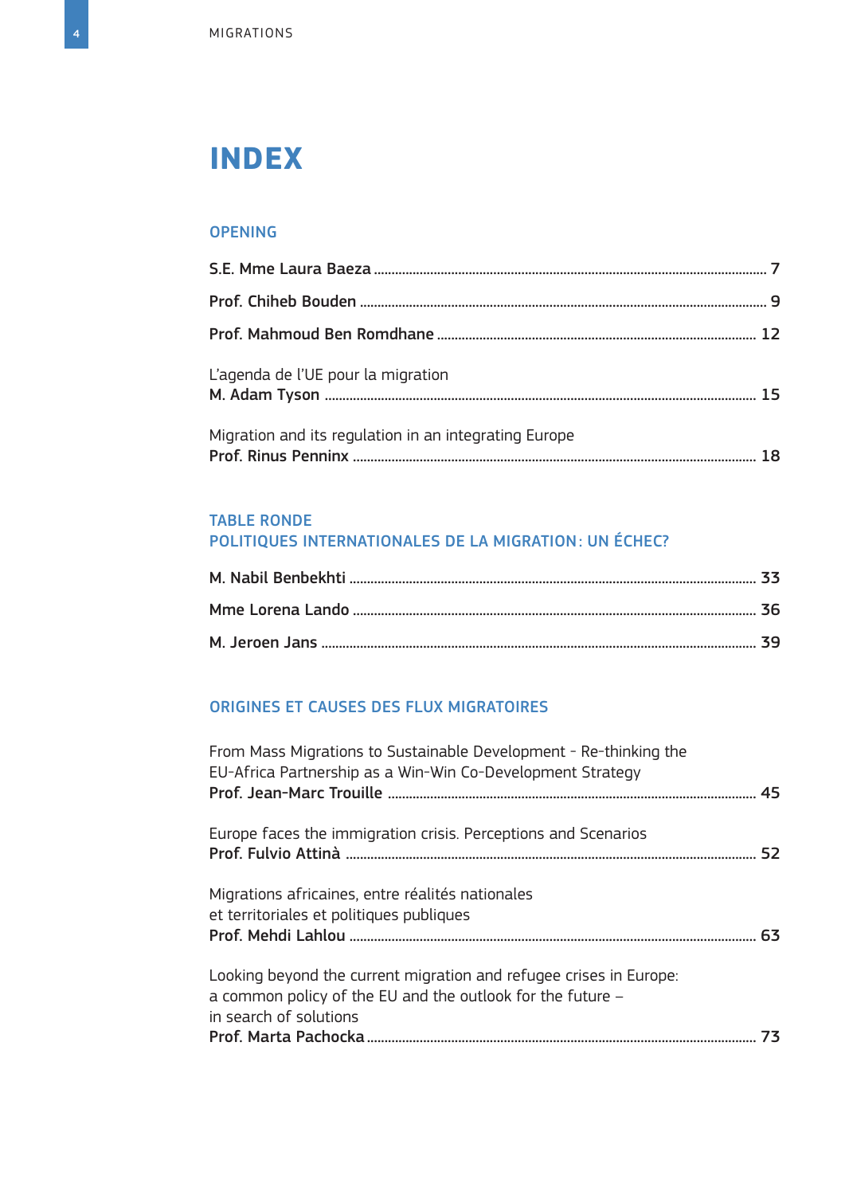# INDEX

## OPENING

**S.E. Mme Laura Baeza** .......... 7

**Prof. Chiheb Bouden** .......... 9

**Prof. Mahmoud Ben Romdhane** .......... 12

L'agenda de l'UE pour la migration
**M. Adam Tyson** .......... 15

Migration and its regulation in an integrating Europe
**Prof. Rinus Penninx** .......... 18

## TABLE RONDE
## POLITIQUES INTERNATIONALES DE LA MIGRATION : UN ÉCHEC?

**M. Nabil Benbekhti** .......... 33

**Mme Lorena Lando** .......... 36

**M. Jeroen Jans** .......... 39

## ORIGINES ET CAUSES DES FLUX MIGRATOIRES

From Mass Migrations to Sustainable Development - Re-thinking the EU-Africa Partnership as a Win-Win Co-Development Strategy
**Prof. Jean-Marc Trouille** .......... 45

Europe faces the immigration crisis. Perceptions and Scenarios
**Prof. Fulvio Attinà** .......... 52

Migrations africaines, entre réalités nationales et territoriales et politiques publiques
**Prof. Mehdi Lahlou** .......... 63

Looking beyond the current migration and refugee crises in Europe: a common policy of the EU and the outlook for the future – in search of solutions
**Prof. Marta Pachocka** .......... 73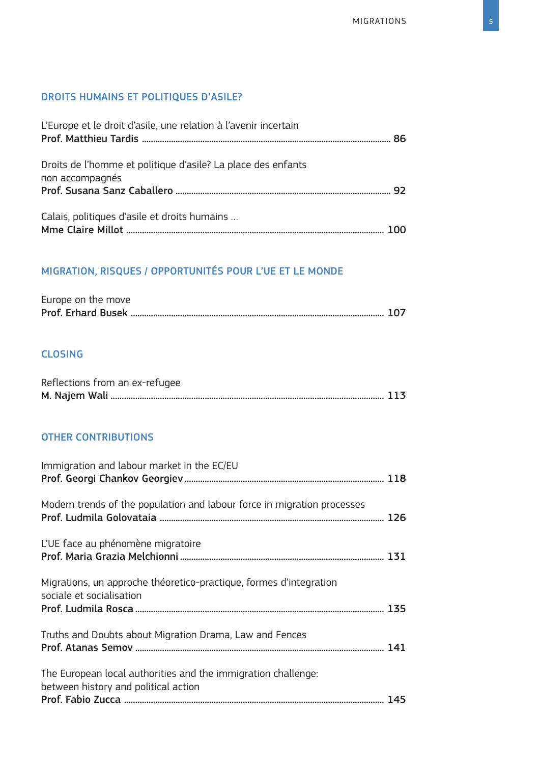## DROITS HUMAINS ET POLITIQUES D'ASILE?

L'Europe et le droit d'asile, une relation à l'avenir incertain
**Prof. Matthieu Tardis** ........................................................................................................ 86

Droits de l'homme et politique d'asile? La place des enfants non accompagnés
**Prof. Susana Sanz Caballero** ........................................................................................ 92

Calais, politiques d'asile et droits humains ...
**Mme Claire Millot** ........................................................................................................ 100

## MIGRATION, RISQUES / OPPORTUNITÉS POUR L'UE ET LE MONDE

Europe on the move
**Prof. Erhard Busek** ........................................................................................................ 107

## CLOSING

Reflections from an ex-refugee
**M. Najem Wali** ........................................................................................................ 113

## OTHER CONTRIBUTIONS

Immigration and labour market in the EC/EU
**Prof. Georgi Chankov Georgiev** ........................................................................................ 118

Modern trends of the population and labour force in migration processes
**Prof. Ludmila Golovataia** ........................................................................................ 126

L'UE face au phénomène migratoire
**Prof. Maria Grazia Melchionni** ........................................................................................ 131

Migrations, un approche théoretico-practique, formes d'integration sociale et socialisation
**Prof. Ludmila Rosca** ........................................................................................................ 135

Truths and Doubts about Migration Drama, Law and Fences
**Prof. Atanas Semov** ........................................................................................................ 141

The European local authorities and the immigration challenge: between history and political action
**Prof. Fabio Zucca** ........................................................................................................ 145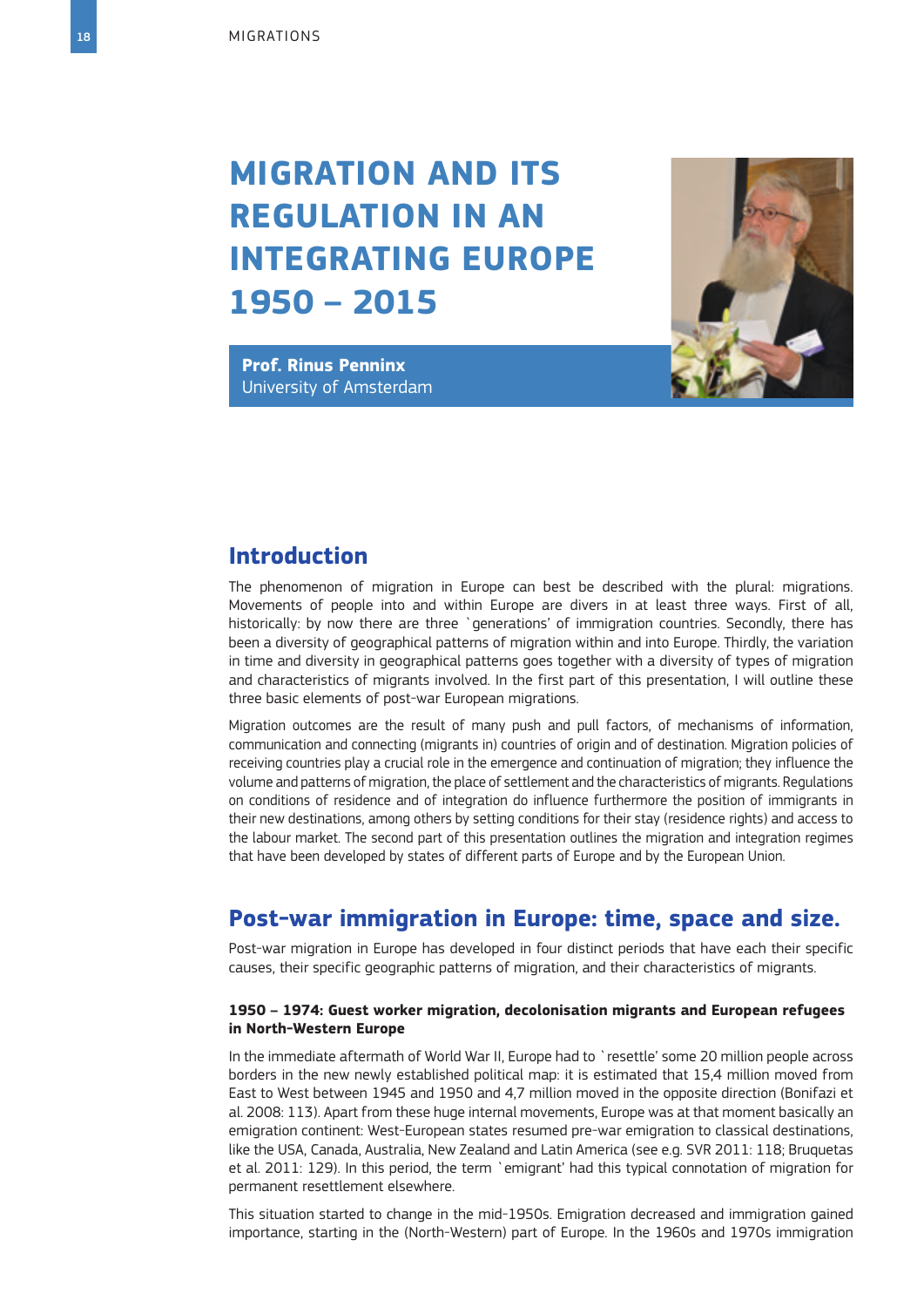# MIGRATION AND ITS REGULATION IN AN INTEGRATING EUROPE 1950 – 2015

**Prof. Rinus Penninx**
University of Amsterdam

## Introduction

The phenomenon of migration in Europe can best be described with the plural: migrations. Movements of people into and within Europe are divers in at least three ways. First of all, historically: by now there are three `generations' of immigration countries. Secondly, there has been a diversity of geographical patterns of migration within and into Europe. Thirdly, the variation in time and diversity in geographical patterns goes together with a diversity of types of migration and characteristics of migrants involved. In the first part of this presentation, I will outline these three basic elements of post-war European migrations.

Migration outcomes are the result of many push and pull factors, of mechanisms of information, communication and connecting (migrants in) countries of origin and of destination. Migration policies of receiving countries play a crucial role in the emergence and continuation of migration; they influence the volume and patterns of migration, the place of settlement and the characteristics of migrants. Regulations on conditions of residence and of integration do influence furthermore the position of immigrants in their new destinations, among others by setting conditions for their stay (residence rights) and access to the labour market. The second part of this presentation outlines the migration and integration regimes that have been developed by states of different parts of Europe and by the European Union.

## Post-war immigration in Europe: time, space and size.

Post-war migration in Europe has developed in four distinct periods that have each their specific causes, their specific geographic patterns of migration, and their characteristics of migrants.

#### 1950 – 1974: Guest worker migration, decolonisation migrants and European refugees in North-Western Europe

In the immediate aftermath of World War II, Europe had to `resettle' some 20 million people across borders in the new newly established political map: it is estimated that 15,4 million moved from East to West between 1945 and 1950 and 4,7 million moved in the opposite direction (Bonifazi et al. 2008: 113). Apart from these huge internal movements, Europe was at that moment basically an emigration continent: West-European states resumed pre-war emigration to classical destinations, like the USA, Canada, Australia, New Zealand and Latin America (see e.g. SVR 2011: 118; Bruquetas et al. 2011: 129). In this period, the term `emigrant' had this typical connotation of migration for permanent resettlement elsewhere.

This situation started to change in the mid-1950s. Emigration decreased and immigration gained importance, starting in the (North-Western) part of Europe. In the 1960s and 1970s immigration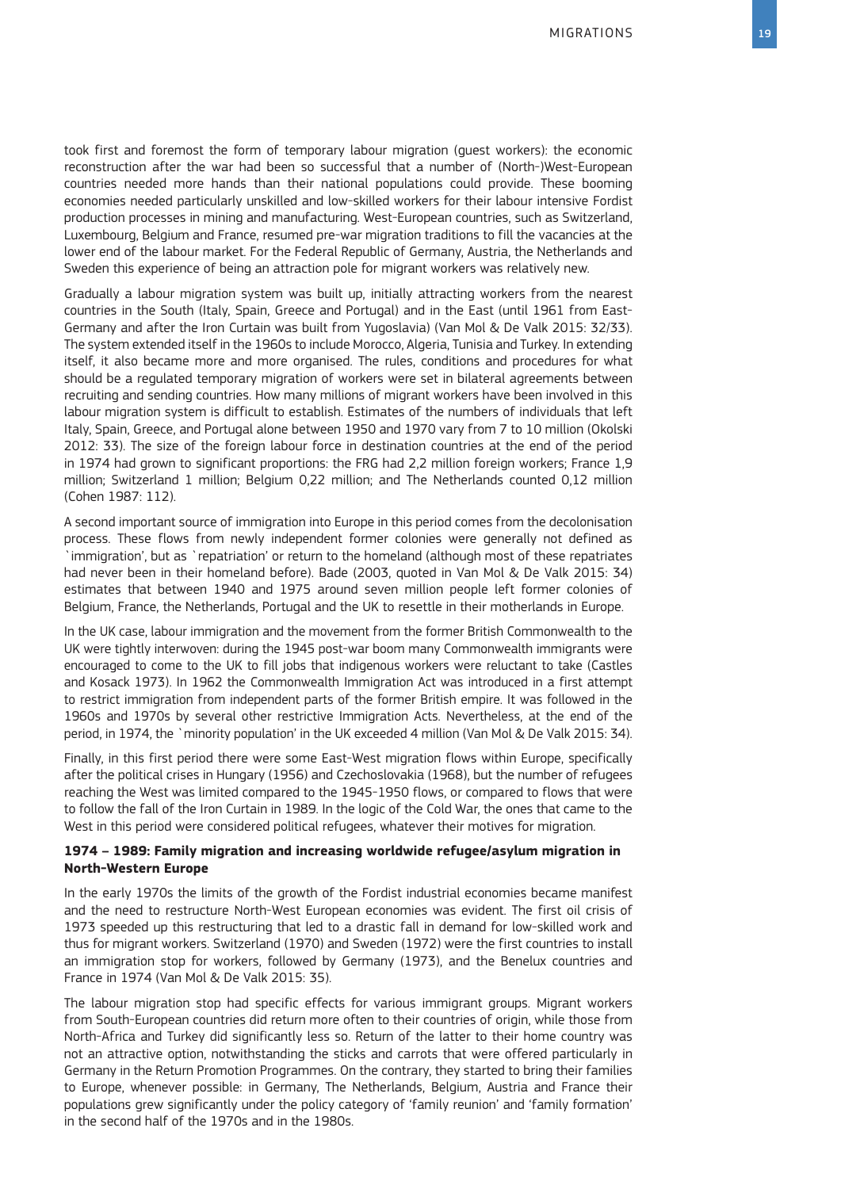took first and foremost the form of temporary labour migration (guest workers): the economic reconstruction after the war had been so successful that a number of (North-)West-European countries needed more hands than their national populations could provide. These booming economies needed particularly unskilled and low-skilled workers for their labour intensive Fordist production processes in mining and manufacturing. West-European countries, such as Switzerland, Luxembourg, Belgium and France, resumed pre-war migration traditions to fill the vacancies at the lower end of the labour market. For the Federal Republic of Germany, Austria, the Netherlands and Sweden this experience of being an attraction pole for migrant workers was relatively new.

Gradually a labour migration system was built up, initially attracting workers from the nearest countries in the South (Italy, Spain, Greece and Portugal) and in the East (until 1961 from East-Germany and after the Iron Curtain was built from Yugoslavia) (Van Mol & De Valk 2015: 32/33). The system extended itself in the 1960s to include Morocco, Algeria, Tunisia and Turkey. In extending itself, it also became more and more organised. The rules, conditions and procedures for what should be a regulated temporary migration of workers were set in bilateral agreements between recruiting and sending countries. How many millions of migrant workers have been involved in this labour migration system is difficult to establish. Estimates of the numbers of individuals that left Italy, Spain, Greece, and Portugal alone between 1950 and 1970 vary from 7 to 10 million (Okolski 2012: 33). The size of the foreign labour force in destination countries at the end of the period in 1974 had grown to significant proportions: the FRG had 2,2 million foreign workers; France 1,9 million; Switzerland 1 million; Belgium 0,22 million; and The Netherlands counted 0,12 million (Cohen 1987: 112).

A second important source of immigration into Europe in this period comes from the decolonisation process. These flows from newly independent former colonies were generally not defined as `immigration', but as `repatriation' or return to the homeland (although most of these repatriates had never been in their homeland before). Bade (2003, quoted in Van Mol & De Valk 2015: 34) estimates that between 1940 and 1975 around seven million people left former colonies of Belgium, France, the Netherlands, Portugal and the UK to resettle in their motherlands in Europe.

In the UK case, labour immigration and the movement from the former British Commonwealth to the UK were tightly interwoven: during the 1945 post-war boom many Commonwealth immigrants were encouraged to come to the UK to fill jobs that indigenous workers were reluctant to take (Castles and Kosack 1973). In 1962 the Commonwealth Immigration Act was introduced in a first attempt to restrict immigration from independent parts of the former British empire. It was followed in the 1960s and 1970s by several other restrictive Immigration Acts. Nevertheless, at the end of the period, in 1974, the `minority population' in the UK exceeded 4 million (Van Mol & De Valk 2015: 34).

Finally, in this first period there were some East-West migration flows within Europe, specifically after the political crises in Hungary (1956) and Czechoslovakia (1968), but the number of refugees reaching the West was limited compared to the 1945-1950 flows, or compared to flows that were to follow the fall of the Iron Curtain in 1989. In the logic of the Cold War, the ones that came to the West in this period were considered political refugees, whatever their motives for migration.

**1974 – 1989: Family migration and increasing worldwide refugee/asylum migration in North-Western Europe**

In the early 1970s the limits of the growth of the Fordist industrial economies became manifest and the need to restructure North-West European economies was evident. The first oil crisis of 1973 speeded up this restructuring that led to a drastic fall in demand for low-skilled work and thus for migrant workers. Switzerland (1970) and Sweden (1972) were the first countries to install an immigration stop for workers, followed by Germany (1973), and the Benelux countries and France in 1974 (Van Mol & De Valk 2015: 35).

The labour migration stop had specific effects for various immigrant groups. Migrant workers from South-European countries did return more often to their countries of origin, while those from North-Africa and Turkey did significantly less so. Return of the latter to their home country was not an attractive option, notwithstanding the sticks and carrots that were offered particularly in Germany in the Return Promotion Programmes. On the contrary, they started to bring their families to Europe, whenever possible: in Germany, The Netherlands, Belgium, Austria and France their populations grew significantly under the policy category of 'family reunion' and 'family formation' in the second half of the 1970s and in the 1980s.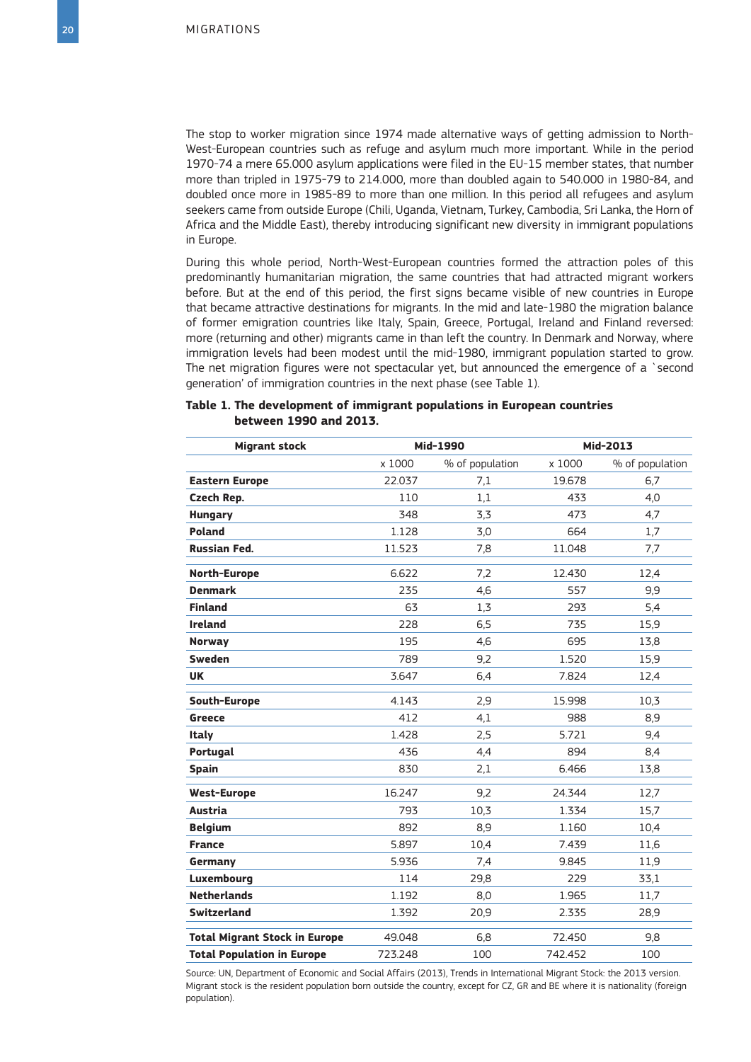The stop to worker migration since 1974 made alternative ways of getting admission to North-West-European countries such as refuge and asylum much more important. While in the period 1970-74 a mere 65.000 asylum applications were filed in the EU-15 member states, that number more than tripled in 1975-79 to 214.000, more than doubled again to 540.000 in 1980-84, and doubled once more in 1985-89 to more than one million. In this period all refugees and asylum seekers came from outside Europe (Chili, Uganda, Vietnam, Turkey, Cambodia, Sri Lanka, the Horn of Africa and the Middle East), thereby introducing significant new diversity in immigrant populations in Europe.

During this whole period, North-West-European countries formed the attraction poles of this predominantly humanitarian migration, the same countries that had attracted migrant workers before. But at the end of this period, the first signs became visible of new countries in Europe that became attractive destinations for migrants. In the mid and late-1980 the migration balance of former emigration countries like Italy, Spain, Greece, Portugal, Ireland and Finland reversed: more (returning and other) migrants came in than left the country. In Denmark and Norway, where immigration levels had been modest until the mid-1980, immigrant population started to grow. The net migration figures were not spectacular yet, but announced the emergence of a `second generation' of immigration countries in the next phase (see Table 1).

**Table 1. The development of immigrant populations in European countries between 1990 and 2013.**

| Migrant stock | Mid-1990 | | Mid-2013 | |
|---|---|---|---|---|
| | x 1000 | % of population | x 1000 | % of population |
| **Eastern Europe** | 22.037 | 7,1 | 19.678 | 6,7 |
| **Czech Rep.** | 110 | 1,1 | 433 | 4,0 |
| **Hungary** | 348 | 3,3 | 473 | 4,7 |
| **Poland** | 1.128 | 3,0 | 664 | 1,7 |
| **Russian Fed.** | 11.523 | 7,8 | 11.048 | 7,7 |
| **North-Europe** | 6.622 | 7,2 | 12.430 | 12,4 |
| **Denmark** | 235 | 4,6 | 557 | 9,9 |
| **Finland** | 63 | 1,3 | 293 | 5,4 |
| **Ireland** | 228 | 6,5 | 735 | 15,9 |
| **Norway** | 195 | 4,6 | 695 | 13,8 |
| **Sweden** | 789 | 9,2 | 1.520 | 15,9 |
| **UK** | 3.647 | 6,4 | 7.824 | 12,4 |
| **South-Europe** | 4.143 | 2,9 | 15.998 | 10,3 |
| **Greece** | 412 | 4,1 | 988 | 8,9 |
| **Italy** | 1.428 | 2,5 | 5.721 | 9,4 |
| **Portugal** | 436 | 4,4 | 894 | 8,4 |
| **Spain** | 830 | 2,1 | 6.466 | 13,8 |
| **West-Europe** | 16.247 | 9,2 | 24.344 | 12,7 |
| **Austria** | 793 | 10,3 | 1.334 | 15,7 |
| **Belgium** | 892 | 8,9 | 1.160 | 10,4 |
| **France** | 5.897 | 10,4 | 7.439 | 11,6 |
| **Germany** | 5.936 | 7,4 | 9.845 | 11,9 |
| **Luxembourg** | 114 | 29,8 | 229 | 33,1 |
| **Netherlands** | 1.192 | 8,0 | 1.965 | 11,7 |
| **Switzerland** | 1.392 | 20,9 | 2.335 | 28,9 |
| **Total Migrant Stock in Europe** | 49.048 | 6,8 | 72.450 | 9,8 |
| **Total Population in Europe** | 723.248 | 100 | 742.452 | 100 |

Source: UN, Department of Economic and Social Affairs (2013), Trends in International Migrant Stock: the 2013 version. Migrant stock is the resident population born outside the country, except for CZ, GR and BE where it is nationality (foreign population).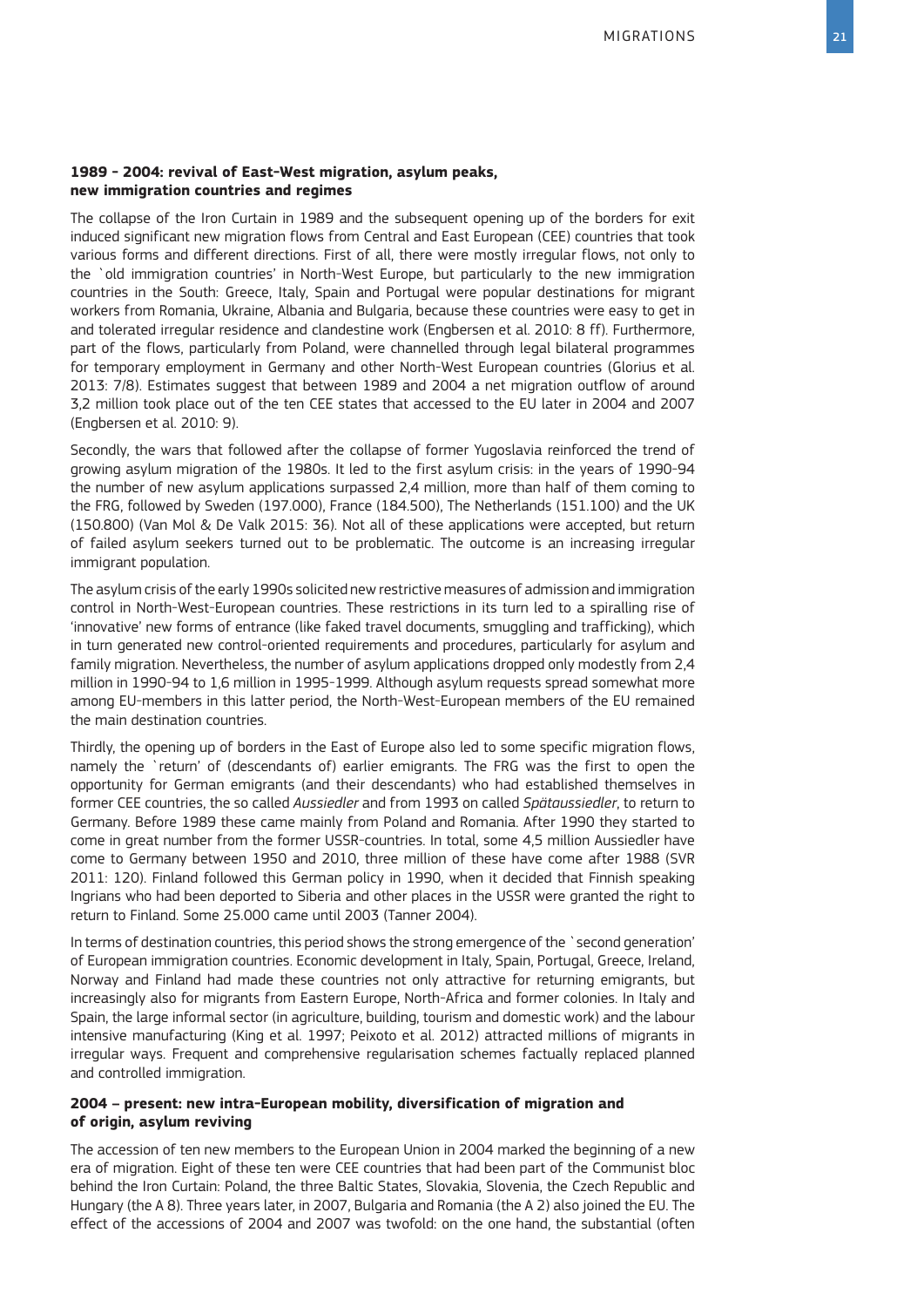#### 1989 - 2004: revival of East-West migration, asylum peaks, new immigration countries and regimes

The collapse of the Iron Curtain in 1989 and the subsequent opening up of the borders for exit induced significant new migration flows from Central and East European (CEE) countries that took various forms and different directions. First of all, there were mostly irregular flows, not only to the `old immigration countries' in North-West Europe, but particularly to the new immigration countries in the South: Greece, Italy, Spain and Portugal were popular destinations for migrant workers from Romania, Ukraine, Albania and Bulgaria, because these countries were easy to get in and tolerated irregular residence and clandestine work (Engbersen et al. 2010: 8 ff). Furthermore, part of the flows, particularly from Poland, were channelled through legal bilateral programmes for temporary employment in Germany and other North-West European countries (Glorius et al. 2013: 7/8). Estimates suggest that between 1989 and 2004 a net migration outflow of around 3,2 million took place out of the ten CEE states that accessed to the EU later in 2004 and 2007 (Engbersen et al. 2010: 9).

Secondly, the wars that followed after the collapse of former Yugoslavia reinforced the trend of growing asylum migration of the 1980s. It led to the first asylum crisis: in the years of 1990-94 the number of new asylum applications surpassed 2,4 million, more than half of them coming to the FRG, followed by Sweden (197.000), France (184.500), The Netherlands (151.100) and the UK (150.800) (Van Mol & De Valk 2015: 36). Not all of these applications were accepted, but return of failed asylum seekers turned out to be problematic. The outcome is an increasing irregular immigrant population.

The asylum crisis of the early 1990s solicited new restrictive measures of admission and immigration control in North-West-European countries. These restrictions in its turn led to a spiralling rise of 'innovative' new forms of entrance (like faked travel documents, smuggling and trafficking), which in turn generated new control-oriented requirements and procedures, particularly for asylum and family migration. Nevertheless, the number of asylum applications dropped only modestly from 2,4 million in 1990-94 to 1,6 million in 1995-1999. Although asylum requests spread somewhat more among EU-members in this latter period, the North-West-European members of the EU remained the main destination countries.

Thirdly, the opening up of borders in the East of Europe also led to some specific migration flows, namely the `return' of (descendants of) earlier emigrants. The FRG was the first to open the opportunity for German emigrants (and their descendants) who had established themselves in former CEE countries, the so called *Aussiedler* and from 1993 on called *Spätaussiedler*, to return to Germany. Before 1989 these came mainly from Poland and Romania. After 1990 they started to come in great number from the former USSR-countries. In total, some 4,5 million Aussiedler have come to Germany between 1950 and 2010, three million of these have come after 1988 (SVR 2011: 120). Finland followed this German policy in 1990, when it decided that Finnish speaking Ingrians who had been deported to Siberia and other places in the USSR were granted the right to return to Finland. Some 25.000 came until 2003 (Tanner 2004).

In terms of destination countries, this period shows the strong emergence of the `second generation' of European immigration countries. Economic development in Italy, Spain, Portugal, Greece, Ireland, Norway and Finland had made these countries not only attractive for returning emigrants, but increasingly also for migrants from Eastern Europe, North-Africa and former colonies. In Italy and Spain, the large informal sector (in agriculture, building, tourism and domestic work) and the labour intensive manufacturing (King et al. 1997; Peixoto et al. 2012) attracted millions of migrants in irregular ways. Frequent and comprehensive regularisation schemes factually replaced planned and controlled immigration.

#### 2004 – present: new intra-European mobility, diversification of migration and of origin, asylum reviving

The accession of ten new members to the European Union in 2004 marked the beginning of a new era of migration. Eight of these ten were CEE countries that had been part of the Communist bloc behind the Iron Curtain: Poland, the three Baltic States, Slovakia, Slovenia, the Czech Republic and Hungary (the A 8). Three years later, in 2007, Bulgaria and Romania (the A 2) also joined the EU. The effect of the accessions of 2004 and 2007 was twofold: on the one hand, the substantial (often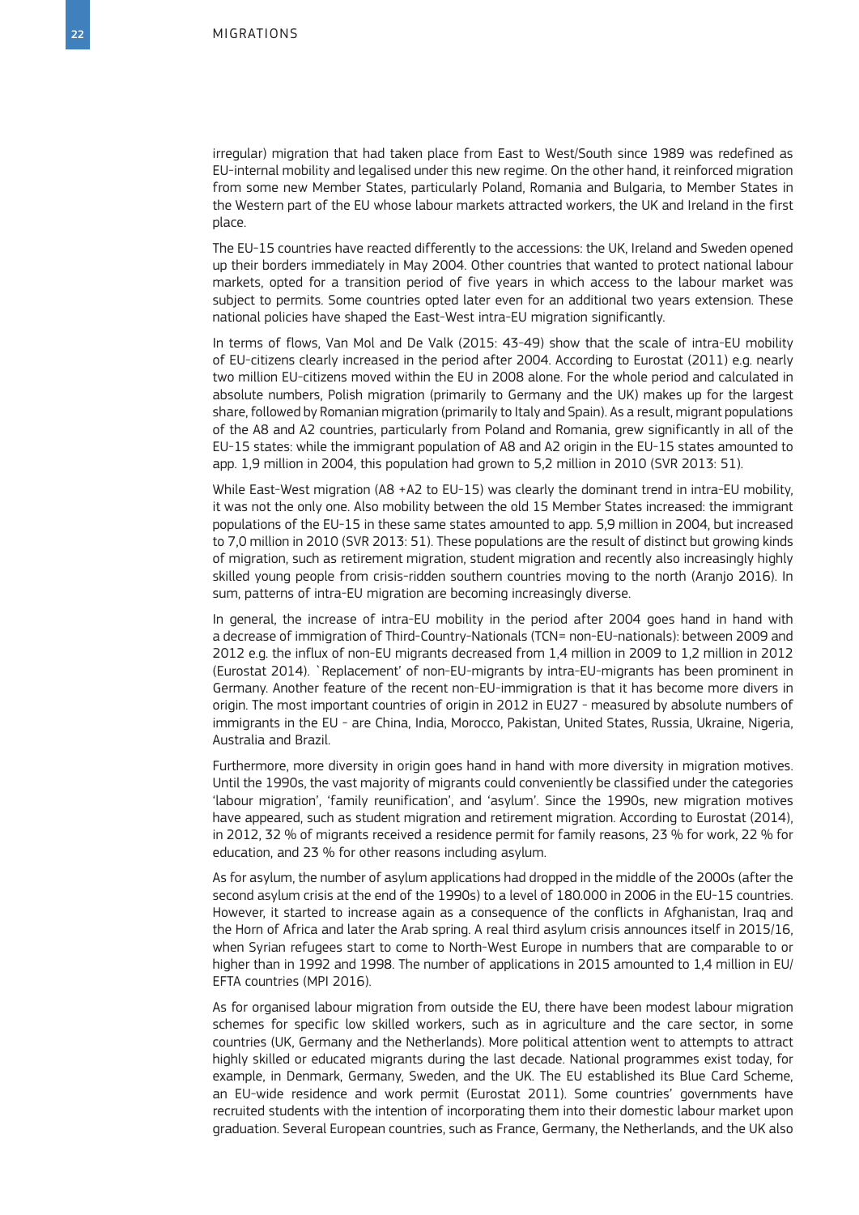irregular) migration that had taken place from East to West/South since 1989 was redefined as EU-internal mobility and legalised under this new regime. On the other hand, it reinforced migration from some new Member States, particularly Poland, Romania and Bulgaria, to Member States in the Western part of the EU whose labour markets attracted workers, the UK and Ireland in the first place.

The EU-15 countries have reacted differently to the accessions: the UK, Ireland and Sweden opened up their borders immediately in May 2004. Other countries that wanted to protect national labour markets, opted for a transition period of five years in which access to the labour market was subject to permits. Some countries opted later even for an additional two years extension. These national policies have shaped the East-West intra-EU migration significantly.

In terms of flows, Van Mol and De Valk (2015: 43-49) show that the scale of intra-EU mobility of EU-citizens clearly increased in the period after 2004. According to Eurostat (2011) e.g. nearly two million EU-citizens moved within the EU in 2008 alone. For the whole period and calculated in absolute numbers, Polish migration (primarily to Germany and the UK) makes up for the largest share, followed by Romanian migration (primarily to Italy and Spain). As a result, migrant populations of the A8 and A2 countries, particularly from Poland and Romania, grew significantly in all of the EU-15 states: while the immigrant population of A8 and A2 origin in the EU-15 states amounted to app. 1,9 million in 2004, this population had grown to 5,2 million in 2010 (SVR 2013: 51).

While East-West migration (A8 +A2 to EU-15) was clearly the dominant trend in intra-EU mobility, it was not the only one. Also mobility between the old 15 Member States increased: the immigrant populations of the EU-15 in these same states amounted to app. 5,9 million in 2004, but increased to 7,0 million in 2010 (SVR 2013: 51). These populations are the result of distinct but growing kinds of migration, such as retirement migration, student migration and recently also increasingly highly skilled young people from crisis-ridden southern countries moving to the north (Aranjo 2016). In sum, patterns of intra-EU migration are becoming increasingly diverse.

In general, the increase of intra-EU mobility in the period after 2004 goes hand in hand with a decrease of immigration of Third-Country-Nationals (TCN= non-EU-nationals): between 2009 and 2012 e.g. the influx of non-EU migrants decreased from 1,4 million in 2009 to 1,2 million in 2012 (Eurostat 2014). `Replacement' of non-EU-migrants by intra-EU-migrants has been prominent in Germany. Another feature of the recent non-EU-immigration is that it has become more divers in origin. The most important countries of origin in 2012 in EU27 - measured by absolute numbers of immigrants in the EU - are China, India, Morocco, Pakistan, United States, Russia, Ukraine, Nigeria, Australia and Brazil.

Furthermore, more diversity in origin goes hand in hand with more diversity in migration motives. Until the 1990s, the vast majority of migrants could conveniently be classified under the categories 'labour migration', 'family reunification', and 'asylum'. Since the 1990s, new migration motives have appeared, such as student migration and retirement migration. According to Eurostat (2014), in 2012, 32 % of migrants received a residence permit for family reasons, 23 % for work, 22 % for education, and 23 % for other reasons including asylum.

As for asylum, the number of asylum applications had dropped in the middle of the 2000s (after the second asylum crisis at the end of the 1990s) to a level of 180.000 in 2006 in the EU-15 countries. However, it started to increase again as a consequence of the conflicts in Afghanistan, Iraq and the Horn of Africa and later the Arab spring. A real third asylum crisis announces itself in 2015/16, when Syrian refugees start to come to North-West Europe in numbers that are comparable to or higher than in 1992 and 1998. The number of applications in 2015 amounted to 1,4 million in EU/EFTA countries (MPI 2016).

As for organised labour migration from outside the EU, there have been modest labour migration schemes for specific low skilled workers, such as in agriculture and the care sector, in some countries (UK, Germany and the Netherlands). More political attention went to attempts to attract highly skilled or educated migrants during the last decade. National programmes exist today, for example, in Denmark, Germany, Sweden, and the UK. The EU established its Blue Card Scheme, an EU-wide residence and work permit (Eurostat 2011). Some countries' governments have recruited students with the intention of incorporating them into their domestic labour market upon graduation. Several European countries, such as France, Germany, the Netherlands, and the UK also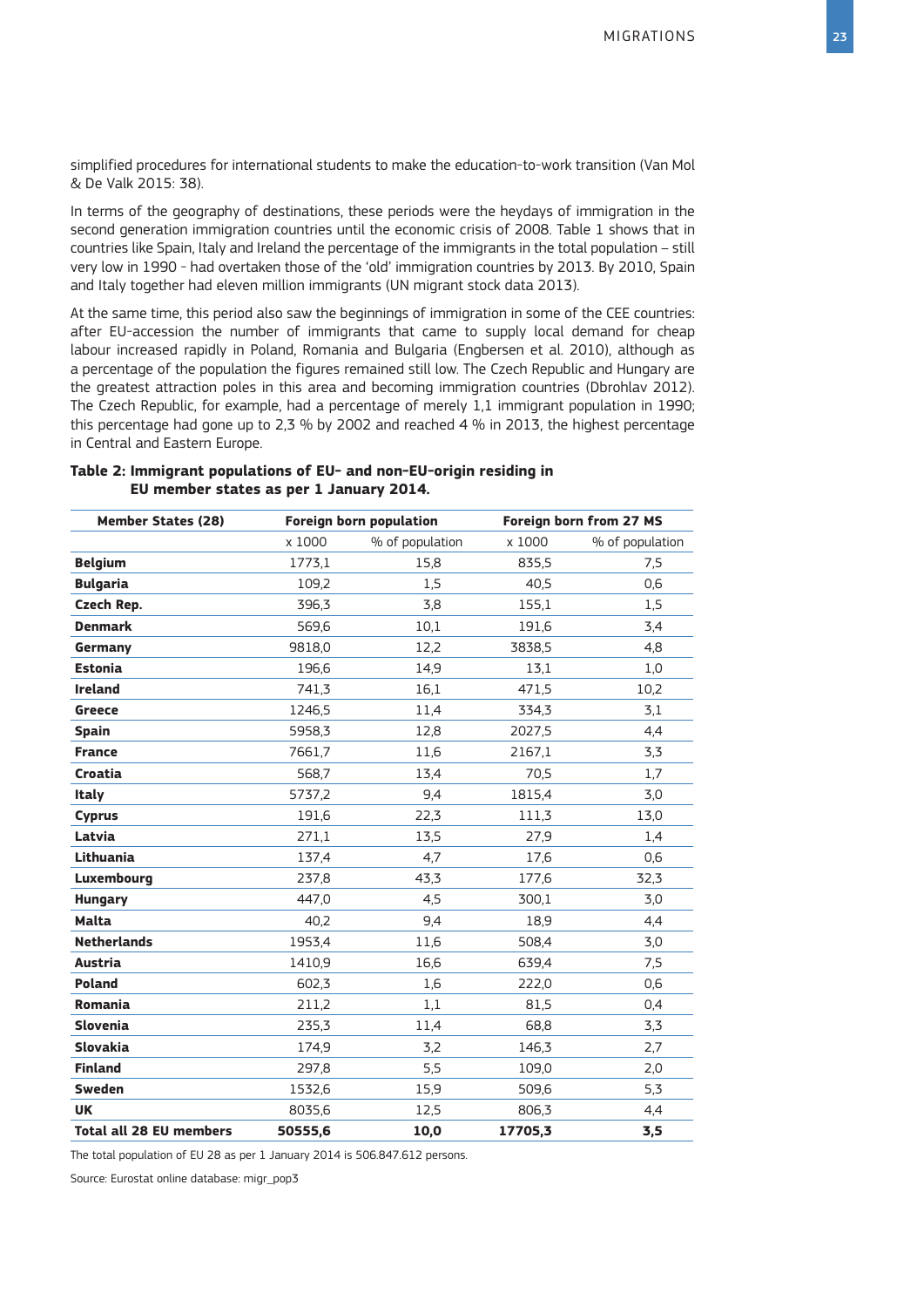simplified procedures for international students to make the education-to-work transition (Van Mol & De Valk 2015: 38).

In terms of the geography of destinations, these periods were the heydays of immigration in the second generation immigration countries until the economic crisis of 2008. Table 1 shows that in countries like Spain, Italy and Ireland the percentage of the immigrants in the total population – still very low in 1990 - had overtaken those of the 'old' immigration countries by 2013. By 2010, Spain and Italy together had eleven million immigrants (UN migrant stock data 2013).

At the same time, this period also saw the beginnings of immigration in some of the CEE countries: after EU-accession the number of immigrants that came to supply local demand for cheap labour increased rapidly in Poland, Romania and Bulgaria (Engbersen et al. 2010), although as a percentage of the population the figures remained still low. The Czech Republic and Hungary are the greatest attraction poles in this area and becoming immigration countries (Dbrohlav 2012). The Czech Republic, for example, had a percentage of merely 1,1 immigrant population in 1990; this percentage had gone up to 2,3 % by 2002 and reached 4 % in 2013, the highest percentage in Central and Eastern Europe.

**Table 2: Immigrant populations of EU- and non-EU-origin residing in EU member states as per 1 January 2014.**

| Member States (28) | Foreign born population | | Foreign born from 27 MS | |
|---|---|---|---|---|
| | x 1000 | % of population | x 1000 | % of population |
| **Belgium** | 1773,1 | 15,8 | 835,5 | 7,5 |
| **Bulgaria** | 109,2 | 1,5 | 40,5 | 0,6 |
| **Czech Rep.** | 396,3 | 3,8 | 155,1 | 1,5 |
| **Denmark** | 569,6 | 10,1 | 191,6 | 3,4 |
| **Germany** | 9818,0 | 12,2 | 3838,5 | 4,8 |
| **Estonia** | 196,6 | 14,9 | 13,1 | 1,0 |
| **Ireland** | 741,3 | 16,1 | 471,5 | 10,2 |
| **Greece** | 1246,5 | 11,4 | 334,3 | 3,1 |
| **Spain** | 5958,3 | 12,8 | 2027,5 | 4,4 |
| **France** | 7661,7 | 11,6 | 2167,1 | 3,3 |
| **Croatia** | 568,7 | 13,4 | 70,5 | 1,7 |
| **Italy** | 5737,2 | 9,4 | 1815,4 | 3,0 |
| **Cyprus** | 191,6 | 22,3 | 111,3 | 13,0 |
| **Latvia** | 271,1 | 13,5 | 27,9 | 1,4 |
| **Lithuania** | 137,4 | 4,7 | 17,6 | 0,6 |
| **Luxembourg** | 237,8 | 43,3 | 177,6 | 32,3 |
| **Hungary** | 447,0 | 4,5 | 300,1 | 3,0 |
| **Malta** | 40,2 | 9,4 | 18,9 | 4,4 |
| **Netherlands** | 1953,4 | 11,6 | 508,4 | 3,0 |
| **Austria** | 1410,9 | 16,6 | 639,4 | 7,5 |
| **Poland** | 602,3 | 1,6 | 222,0 | 0,6 |
| **Romania** | 211,2 | 1,1 | 81,5 | 0,4 |
| **Slovenia** | 235,3 | 11,4 | 68,8 | 3,3 |
| **Slovakia** | 174,9 | 3,2 | 146,3 | 2,7 |
| **Finland** | 297,8 | 5,5 | 109,0 | 2,0 |
| **Sweden** | 1532,6 | 15,9 | 509,6 | 5,3 |
| **UK** | 8035,6 | 12,5 | 806,3 | 4,4 |
| **Total all 28 EU members** | **50555,6** | **10,0** | **17705,3** | **3,5** |

The total population of EU 28 as per 1 January 2014 is 506.847.612 persons.

Source: Eurostat online database: migr_pop3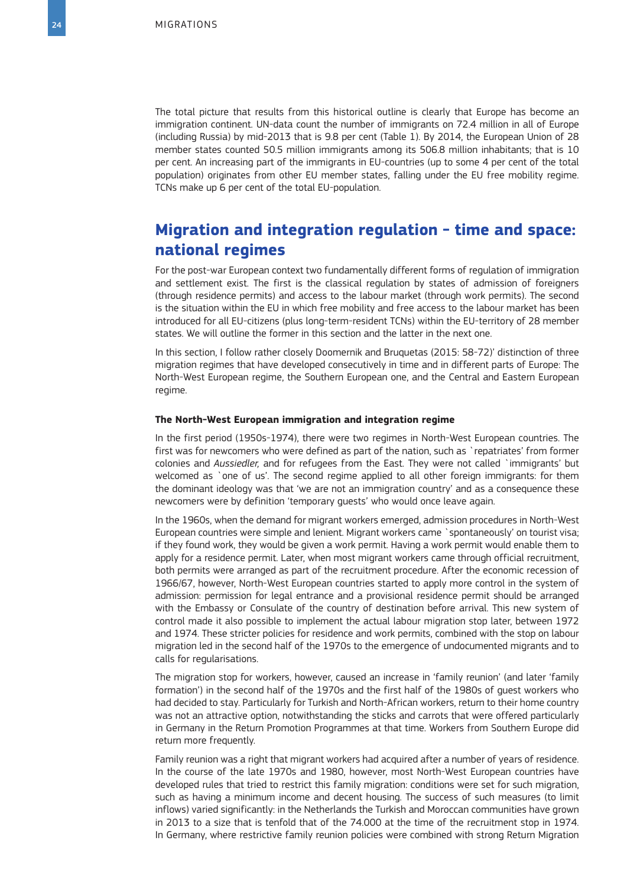The total picture that results from this historical outline is clearly that Europe has become an immigration continent. UN-data count the number of immigrants on 72.4 million in all of Europe (including Russia) by mid-2013 that is 9.8 per cent (Table 1). By 2014, the European Union of 28 member states counted 50.5 million immigrants among its 506.8 million inhabitants; that is 10 per cent. An increasing part of the immigrants in EU-countries (up to some 4 per cent of the total population) originates from other EU member states, falling under the EU free mobility regime. TCNs make up 6 per cent of the total EU-population.

## Migration and integration regulation – time and space: national regimes

For the post-war European context two fundamentally different forms of regulation of immigration and settlement exist. The first is the classical regulation by states of admission of foreigners (through residence permits) and access to the labour market (through work permits). The second is the situation within the EU in which free mobility and free access to the labour market has been introduced for all EU-citizens (plus long-term-resident TCNs) within the EU-territory of 28 member states. We will outline the former in this section and the latter in the next one.

In this section, I follow rather closely Doomernik and Bruquetas (2015: 58-72)' distinction of three migration regimes that have developed consecutively in time and in different parts of Europe: The North-West European regime, the Southern European one, and the Central and Eastern European regime.

### The North-West European immigration and integration regime

In the first period (1950s-1974), there were two regimes in North-West European countries. The first was for newcomers who were defined as part of the nation, such as `repatriates' from former colonies and *Aussiedler,* and for refugees from the East. They were not called `immigrants' but welcomed as `one of us'. The second regime applied to all other foreign immigrants: for them the dominant ideology was that 'we are not an immigration country' and as a consequence these newcomers were by definition 'temporary guests' who would once leave again.

In the 1960s, when the demand for migrant workers emerged, admission procedures in North-West European countries were simple and lenient. Migrant workers came `spontaneously' on tourist visa; if they found work, they would be given a work permit. Having a work permit would enable them to apply for a residence permit. Later, when most migrant workers came through official recruitment, both permits were arranged as part of the recruitment procedure. After the economic recession of 1966/67, however, North-West European countries started to apply more control in the system of admission: permission for legal entrance and a provisional residence permit should be arranged with the Embassy or Consulate of the country of destination before arrival. This new system of control made it also possible to implement the actual labour migration stop later, between 1972 and 1974. These stricter policies for residence and work permits, combined with the stop on labour migration led in the second half of the 1970s to the emergence of undocumented migrants and to calls for regularisations.

The migration stop for workers, however, caused an increase in 'family reunion' (and later 'family formation') in the second half of the 1970s and the first half of the 1980s of guest workers who had decided to stay. Particularly for Turkish and North-African workers, return to their home country was not an attractive option, notwithstanding the sticks and carrots that were offered particularly in Germany in the Return Promotion Programmes at that time. Workers from Southern Europe did return more frequently.

Family reunion was a right that migrant workers had acquired after a number of years of residence. In the course of the late 1970s and 1980, however, most North-West European countries have developed rules that tried to restrict this family migration: conditions were set for such migration, such as having a minimum income and decent housing. The success of such measures (to limit inflows) varied significantly: in the Netherlands the Turkish and Moroccan communities have grown in 2013 to a size that is tenfold that of the 74.000 at the time of the recruitment stop in 1974. In Germany, where restrictive family reunion policies were combined with strong Return Migration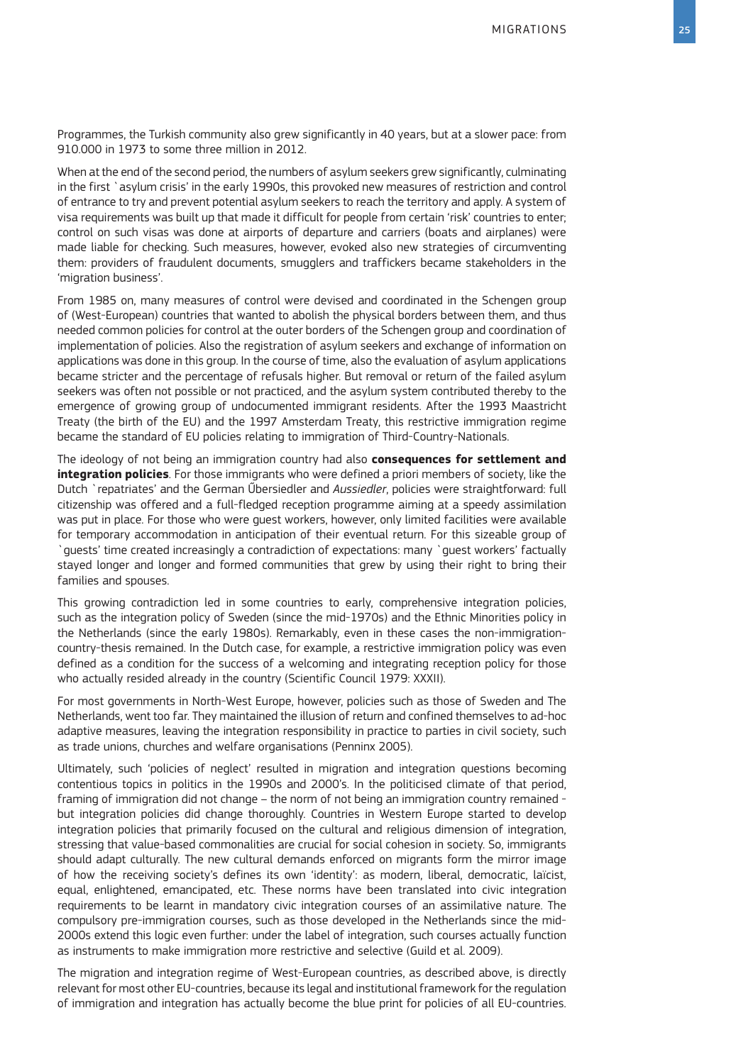Programmes, the Turkish community also grew significantly in 40 years, but at a slower pace: from 910.000 in 1973 to some three million in 2012.

When at the end of the second period, the numbers of asylum seekers grew significantly, culminating in the first `asylum crisis' in the early 1990s, this provoked new measures of restriction and control of entrance to try and prevent potential asylum seekers to reach the territory and apply. A system of visa requirements was built up that made it difficult for people from certain 'risk' countries to enter; control on such visas was done at airports of departure and carriers (boats and airplanes) were made liable for checking. Such measures, however, evoked also new strategies of circumventing them: providers of fraudulent documents, smugglers and traffickers became stakeholders in the 'migration business'.

From 1985 on, many measures of control were devised and coordinated in the Schengen group of (West-European) countries that wanted to abolish the physical borders between them, and thus needed common policies for control at the outer borders of the Schengen group and coordination of implementation of policies. Also the registration of asylum seekers and exchange of information on applications was done in this group. In the course of time, also the evaluation of asylum applications became stricter and the percentage of refusals higher. But removal or return of the failed asylum seekers was often not possible or not practiced, and the asylum system contributed thereby to the emergence of growing group of undocumented immigrant residents. After the 1993 Maastricht Treaty (the birth of the EU) and the 1997 Amsterdam Treaty, this restrictive immigration regime became the standard of EU policies relating to immigration of Third-Country-Nationals.

The ideology of not being an immigration country had also **consequences for settlement and integration policies**. For those immigrants who were defined a priori members of society, like the Dutch `repatriates' and the German Űbersiedler and *Aussiedler*, policies were straightforward: full citizenship was offered and a full-fledged reception programme aiming at a speedy assimilation was put in place. For those who were guest workers, however, only limited facilities were available for temporary accommodation in anticipation of their eventual return. For this sizeable group of `guests' time created increasingly a contradiction of expectations: many `guest workers' factually stayed longer and longer and formed communities that grew by using their right to bring their families and spouses.

This growing contradiction led in some countries to early, comprehensive integration policies, such as the integration policy of Sweden (since the mid-1970s) and the Ethnic Minorities policy in the Netherlands (since the early 1980s). Remarkably, even in these cases the non-immigration-country-thesis remained. In the Dutch case, for example, a restrictive immigration policy was even defined as a condition for the success of a welcoming and integrating reception policy for those who actually resided already in the country (Scientific Council 1979: XXXII).

For most governments in North-West Europe, however, policies such as those of Sweden and The Netherlands, went too far. They maintained the illusion of return and confined themselves to ad-hoc adaptive measures, leaving the integration responsibility in practice to parties in civil society, such as trade unions, churches and welfare organisations (Penninx 2005).

Ultimately, such 'policies of neglect' resulted in migration and integration questions becoming contentious topics in politics in the 1990s and 2000's. In the politicised climate of that period, framing of immigration did not change – the norm of not being an immigration country remained - but integration policies did change thoroughly. Countries in Western Europe started to develop integration policies that primarily focused on the cultural and religious dimension of integration, stressing that value-based commonalities are crucial for social cohesion in society. So, immigrants should adapt culturally. The new cultural demands enforced on migrants form the mirror image of how the receiving society's defines its own 'identity': as modern, liberal, democratic, laïcist, equal, enlightened, emancipated, etc. These norms have been translated into civic integration requirements to be learnt in mandatory civic integration courses of an assimilative nature. The compulsory pre-immigration courses, such as those developed in the Netherlands since the mid-2000s extend this logic even further: under the label of integration, such courses actually function as instruments to make immigration more restrictive and selective (Guild et al. 2009).

The migration and integration regime of West-European countries, as described above, is directly relevant for most other EU-countries, because its legal and institutional framework for the regulation of immigration and integration has actually become the blue print for policies of all EU-countries.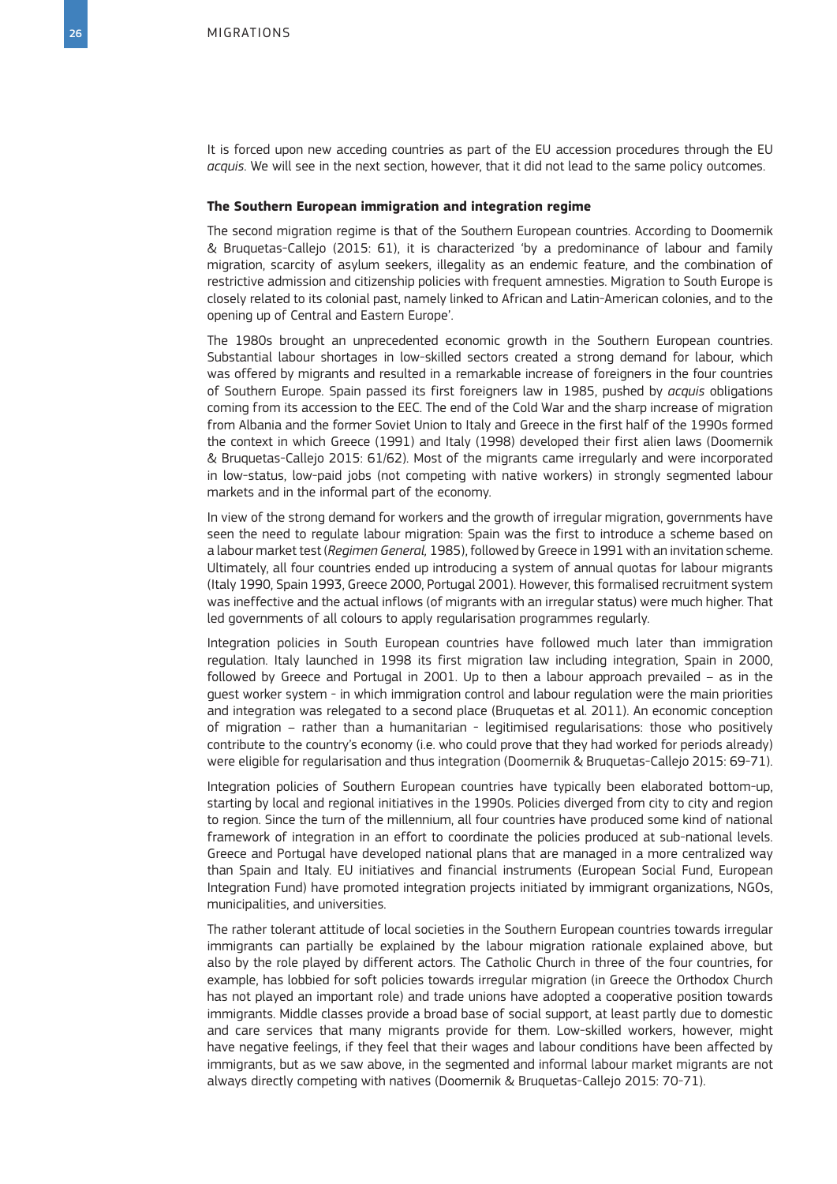It is forced upon new acceding countries as part of the EU accession procedures through the EU *acquis*. We will see in the next section, however, that it did not lead to the same policy outcomes.

**The Southern European immigration and integration regime**

The second migration regime is that of the Southern European countries. According to Doomernik & Bruquetas-Callejo (2015: 61), it is characterized 'by a predominance of labour and family migration, scarcity of asylum seekers, illegality as an endemic feature, and the combination of restrictive admission and citizenship policies with frequent amnesties. Migration to South Europe is closely related to its colonial past, namely linked to African and Latin-American colonies, and to the opening up of Central and Eastern Europe'.

The 1980s brought an unprecedented economic growth in the Southern European countries. Substantial labour shortages in low-skilled sectors created a strong demand for labour, which was offered by migrants and resulted in a remarkable increase of foreigners in the four countries of Southern Europe. Spain passed its first foreigners law in 1985, pushed by *acquis* obligations coming from its accession to the EEC. The end of the Cold War and the sharp increase of migration from Albania and the former Soviet Union to Italy and Greece in the first half of the 1990s formed the context in which Greece (1991) and Italy (1998) developed their first alien laws (Doomernik & Bruquetas-Callejo 2015: 61/62). Most of the migrants came irregularly and were incorporated in low-status, low-paid jobs (not competing with native workers) in strongly segmented labour markets and in the informal part of the economy.

In view of the strong demand for workers and the growth of irregular migration, governments have seen the need to regulate labour migration: Spain was the first to introduce a scheme based on a labour market test (*Regimen General,* 1985), followed by Greece in 1991 with an invitation scheme. Ultimately, all four countries ended up introducing a system of annual quotas for labour migrants (Italy 1990, Spain 1993, Greece 2000, Portugal 2001). However, this formalised recruitment system was ineffective and the actual inflows (of migrants with an irregular status) were much higher. That led governments of all colours to apply regularisation programmes regularly.

Integration policies in South European countries have followed much later than immigration regulation. Italy launched in 1998 its first migration law including integration, Spain in 2000, followed by Greece and Portugal in 2001. Up to then a labour approach prevailed – as in the guest worker system - in which immigration control and labour regulation were the main priorities and integration was relegated to a second place (Bruquetas et al. 2011). An economic conception of migration – rather than a humanitarian - legitimised regularisations: those who positively contribute to the country's economy (i.e. who could prove that they had worked for periods already) were eligible for regularisation and thus integration (Doomernik & Bruquetas-Callejo 2015: 69-71).

Integration policies of Southern European countries have typically been elaborated bottom-up, starting by local and regional initiatives in the 1990s. Policies diverged from city to city and region to region. Since the turn of the millennium, all four countries have produced some kind of national framework of integration in an effort to coordinate the policies produced at sub-national levels. Greece and Portugal have developed national plans that are managed in a more centralized way than Spain and Italy. EU initiatives and financial instruments (European Social Fund, European Integration Fund) have promoted integration projects initiated by immigrant organizations, NGOs, municipalities, and universities.

The rather tolerant attitude of local societies in the Southern European countries towards irregular immigrants can partially be explained by the labour migration rationale explained above, but also by the role played by different actors. The Catholic Church in three of the four countries, for example, has lobbied for soft policies towards irregular migration (in Greece the Orthodox Church has not played an important role) and trade unions have adopted a cooperative position towards immigrants. Middle classes provide a broad base of social support, at least partly due to domestic and care services that many migrants provide for them. Low-skilled workers, however, might have negative feelings, if they feel that their wages and labour conditions have been affected by immigrants, but as we saw above, in the segmented and informal labour market migrants are not always directly competing with natives (Doomernik & Bruquetas-Callejo 2015: 70-71).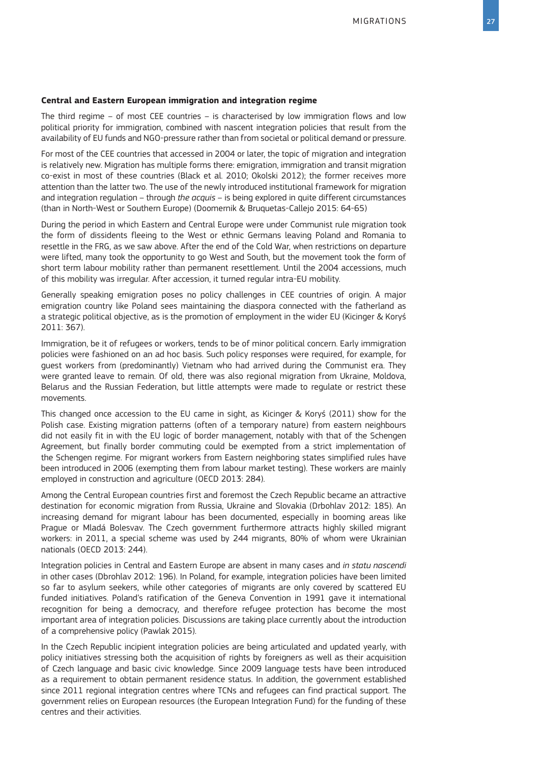**Central and Eastern European immigration and integration regime**

The third regime – of most CEE countries – is characterised by low immigration flows and low political priority for immigration, combined with nascent integration policies that result from the availability of EU funds and NGO-pressure rather than from societal or political demand or pressure.

For most of the CEE countries that accessed in 2004 or later, the topic of migration and integration is relatively new. Migration has multiple forms there: emigration, immigration and transit migration co-exist in most of these countries (Black et al. 2010; Okolski 2012); the former receives more attention than the latter two. The use of the newly introduced institutional framework for migration and integration regulation – through *the acquis* – is being explored in quite different circumstances (than in North-West or Southern Europe) (Doomernik & Bruquetas-Callejo 2015: 64-65)

During the period in which Eastern and Central Europe were under Communist rule migration took the form of dissidents fleeing to the West or ethnic Germans leaving Poland and Romania to resettle in the FRG, as we saw above. After the end of the Cold War, when restrictions on departure were lifted, many took the opportunity to go West and South, but the movement took the form of short term labour mobility rather than permanent resettlement. Until the 2004 accessions, much of this mobility was irregular. After accession, it turned regular intra-EU mobility.

Generally speaking emigration poses no policy challenges in CEE countries of origin. A major emigration country like Poland sees maintaining the diaspora connected with the fatherland as a strategic political objective, as is the promotion of employment in the wider EU (Kicinger & Koryś 2011: 367).

Immigration, be it of refugees or workers, tends to be of minor political concern. Early immigration policies were fashioned on an ad hoc basis. Such policy responses were required, for example, for guest workers from (predominantly) Vietnam who had arrived during the Communist era. They were granted leave to remain. Of old, there was also regional migration from Ukraine, Moldova, Belarus and the Russian Federation, but little attempts were made to regulate or restrict these movements.

This changed once accession to the EU came in sight, as Kicinger & Koryś (2011) show for the Polish case. Existing migration patterns (often of a temporary nature) from eastern neighbours did not easily fit in with the EU logic of border management, notably with that of the Schengen Agreement, but finally border commuting could be exempted from a strict implementation of the Schengen regime. For migrant workers from Eastern neighboring states simplified rules have been introduced in 2006 (exempting them from labour market testing). These workers are mainly employed in construction and agriculture (OECD 2013: 284).

Among the Central European countries first and foremost the Czech Republic became an attractive destination for economic migration from Russia, Ukraine and Slovakia (Drbohlav 2012: 185). An increasing demand for migrant labour has been documented, especially in booming areas like Prague or Mladá Bolesvav. The Czech government furthermore attracts highly skilled migrant workers: in 2011, a special scheme was used by 244 migrants, 80% of whom were Ukrainian nationals (OECD 2013: 244).

Integration policies in Central and Eastern Europe are absent in many cases and *in statu nascendi* in other cases (Dbrohlav 2012: 196). In Poland, for example, integration policies have been limited so far to asylum seekers, while other categories of migrants are only covered by scattered EU funded initiatives. Poland's ratification of the Geneva Convention in 1991 gave it international recognition for being a democracy, and therefore refugee protection has become the most important area of integration policies. Discussions are taking place currently about the introduction of a comprehensive policy (Pawlak 2015).

In the Czech Republic incipient integration policies are being articulated and updated yearly, with policy initiatives stressing both the acquisition of rights by foreigners as well as their acquisition of Czech language and basic civic knowledge. Since 2009 language tests have been introduced as a requirement to obtain permanent residence status. In addition, the government established since 2011 regional integration centres where TCNs and refugees can find practical support. The government relies on European resources (the European Integration Fund) for the funding of these centres and their activities.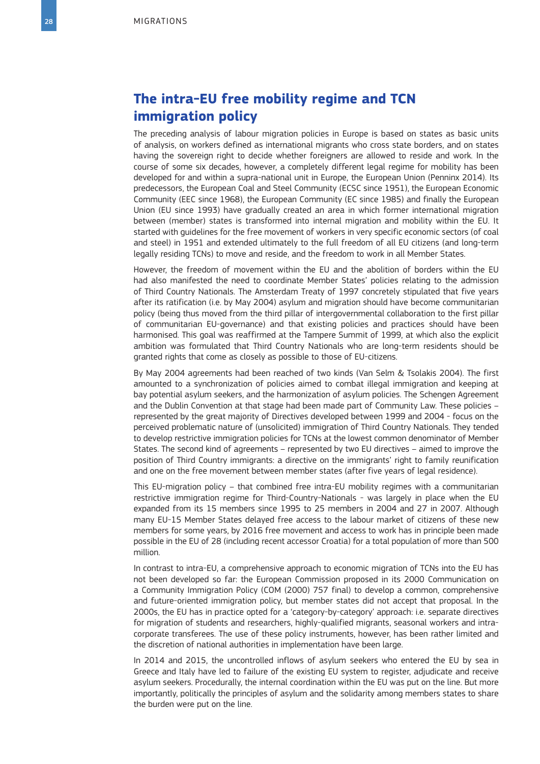## The intra-EU free mobility regime and TCN immigration policy

The preceding analysis of labour migration policies in Europe is based on states as basic units of analysis, on workers defined as international migrants who cross state borders, and on states having the sovereign right to decide whether foreigners are allowed to reside and work. In the course of some six decades, however, a completely different legal regime for mobility has been developed for and within a supra-national unit in Europe, the European Union (Penninx 2014). Its predecessors, the European Coal and Steel Community (ECSC since 1951), the European Economic Community (EEC since 1968), the European Community (EC since 1985) and finally the European Union (EU since 1993) have gradually created an area in which former international migration between (member) states is transformed into internal migration and mobility within the EU. It started with guidelines for the free movement of workers in very specific economic sectors (of coal and steel) in 1951 and extended ultimately to the full freedom of all EU citizens (and long-term legally residing TCNs) to move and reside, and the freedom to work in all Member States.

However, the freedom of movement within the EU and the abolition of borders within the EU had also manifested the need to coordinate Member States' policies relating to the admission of Third Country Nationals. The Amsterdam Treaty of 1997 concretely stipulated that five years after its ratification (i.e. by May 2004) asylum and migration should have become communitarian policy (being thus moved from the third pillar of intergovernmental collaboration to the first pillar of communitarian EU-governance) and that existing policies and practices should have been harmonised. This goal was reaffirmed at the Tampere Summit of 1999, at which also the explicit ambition was formulated that Third Country Nationals who are long-term residents should be granted rights that come as closely as possible to those of EU-citizens.

By May 2004 agreements had been reached of two kinds (Van Selm & Tsolakis 2004). The first amounted to a synchronization of policies aimed to combat illegal immigration and keeping at bay potential asylum seekers, and the harmonization of asylum policies. The Schengen Agreement and the Dublin Convention at that stage had been made part of Community Law. These policies – represented by the great majority of Directives developed between 1999 and 2004 - focus on the perceived problematic nature of (unsolicited) immigration of Third Country Nationals. They tended to develop restrictive immigration policies for TCNs at the lowest common denominator of Member States. The second kind of agreements – represented by two EU directives – aimed to improve the position of Third Country immigrants: a directive on the immigrants' right to family reunification and one on the free movement between member states (after five years of legal residence).

This EU-migration policy – that combined free intra-EU mobility regimes with a communitarian restrictive immigration regime for Third-Country-Nationals - was largely in place when the EU expanded from its 15 members since 1995 to 25 members in 2004 and 27 in 2007. Although many EU-15 Member States delayed free access to the labour market of citizens of these new members for some years, by 2016 free movement and access to work has in principle been made possible in the EU of 28 (including recent accessor Croatia) for a total population of more than 500 million.

In contrast to intra-EU, a comprehensive approach to economic migration of TCNs into the EU has not been developed so far: the European Commission proposed in its 2000 Communication on a Community Immigration Policy (COM (2000) 757 final) to develop a common, comprehensive and future-oriented immigration policy, but member states did not accept that proposal. In the 2000s, the EU has in practice opted for a 'category-by-category' approach: i.e. separate directives for migration of students and researchers, highly-qualified migrants, seasonal workers and intra-corporate transferees. The use of these policy instruments, however, has been rather limited and the discretion of national authorities in implementation have been large.

In 2014 and 2015, the uncontrolled inflows of asylum seekers who entered the EU by sea in Greece and Italy have led to failure of the existing EU system to register, adjudicate and receive asylum seekers. Procedurally, the internal coordination within the EU was put on the line. But more importantly, politically the principles of asylum and the solidarity among members states to share the burden were put on the line.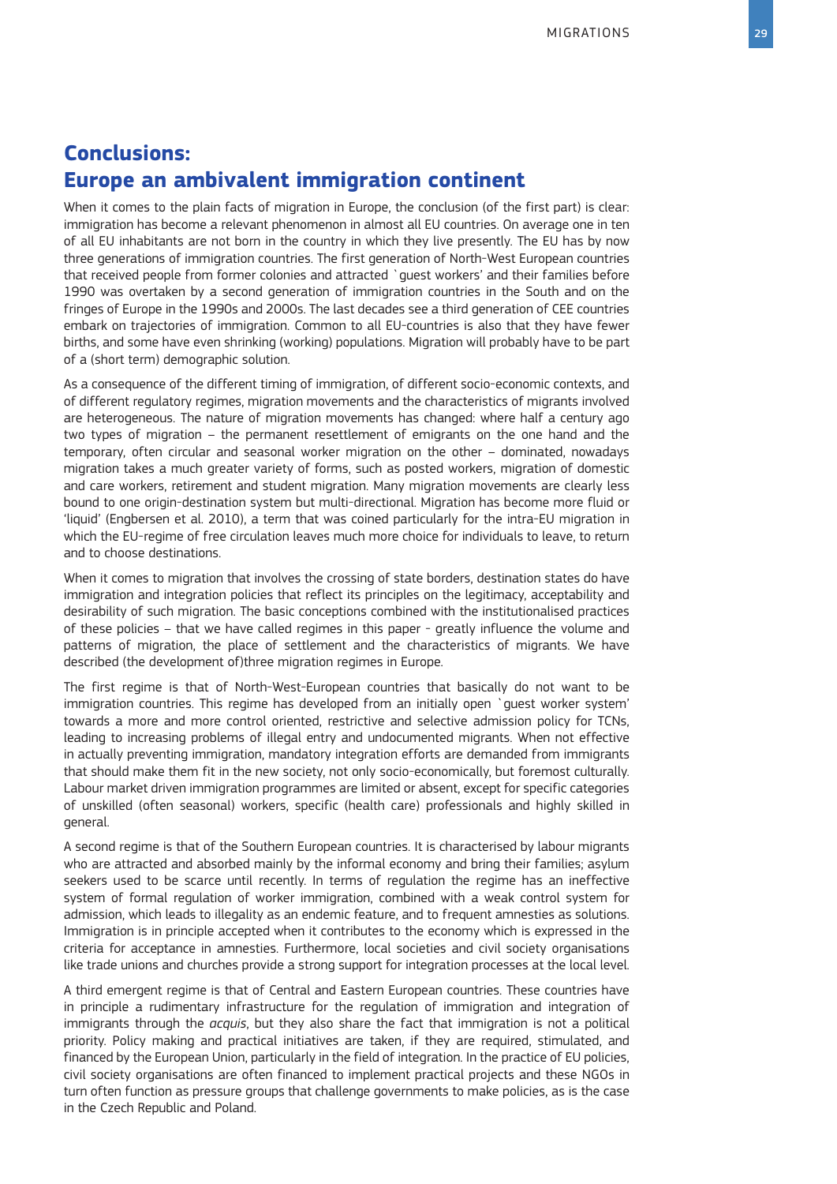## Conclusions: Europe an ambivalent immigration continent

When it comes to the plain facts of migration in Europe, the conclusion (of the first part) is clear: immigration has become a relevant phenomenon in almost all EU countries. On average one in ten of all EU inhabitants are not born in the country in which they live presently. The EU has by now three generations of immigration countries. The first generation of North-West European countries that received people from former colonies and attracted `guest workers' and their families before 1990 was overtaken by a second generation of immigration countries in the South and on the fringes of Europe in the 1990s and 2000s. The last decades see a third generation of CEE countries embark on trajectories of immigration. Common to all EU-countries is also that they have fewer births, and some have even shrinking (working) populations. Migration will probably have to be part of a (short term) demographic solution.

As a consequence of the different timing of immigration, of different socio-economic contexts, and of different regulatory regimes, migration movements and the characteristics of migrants involved are heterogeneous. The nature of migration movements has changed: where half a century ago two types of migration – the permanent resettlement of emigrants on the one hand and the temporary, often circular and seasonal worker migration on the other – dominated, nowadays migration takes a much greater variety of forms, such as posted workers, migration of domestic and care workers, retirement and student migration. Many migration movements are clearly less bound to one origin-destination system but multi-directional. Migration has become more fluid or 'liquid' (Engbersen et al. 2010), a term that was coined particularly for the intra-EU migration in which the EU-regime of free circulation leaves much more choice for individuals to leave, to return and to choose destinations.

When it comes to migration that involves the crossing of state borders, destination states do have immigration and integration policies that reflect its principles on the legitimacy, acceptability and desirability of such migration. The basic conceptions combined with the institutionalised practices of these policies – that we have called regimes in this paper - greatly influence the volume and patterns of migration, the place of settlement and the characteristics of migrants. We have described (the development of)three migration regimes in Europe.

The first regime is that of North-West-European countries that basically do not want to be immigration countries. This regime has developed from an initially open `guest worker system' towards a more and more control oriented, restrictive and selective admission policy for TCNs, leading to increasing problems of illegal entry and undocumented migrants. When not effective in actually preventing immigration, mandatory integration efforts are demanded from immigrants that should make them fit in the new society, not only socio-economically, but foremost culturally. Labour market driven immigration programmes are limited or absent, except for specific categories of unskilled (often seasonal) workers, specific (health care) professionals and highly skilled in general.

A second regime is that of the Southern European countries. It is characterised by labour migrants who are attracted and absorbed mainly by the informal economy and bring their families; asylum seekers used to be scarce until recently. In terms of regulation the regime has an ineffective system of formal regulation of worker immigration, combined with a weak control system for admission, which leads to illegality as an endemic feature, and to frequent amnesties as solutions. Immigration is in principle accepted when it contributes to the economy which is expressed in the criteria for acceptance in amnesties. Furthermore, local societies and civil society organisations like trade unions and churches provide a strong support for integration processes at the local level.

A third emergent regime is that of Central and Eastern European countries. These countries have in principle a rudimentary infrastructure for the regulation of immigration and integration of immigrants through the *acquis*, but they also share the fact that immigration is not a political priority. Policy making and practical initiatives are taken, if they are required, stimulated, and financed by the European Union, particularly in the field of integration. In the practice of EU policies, civil society organisations are often financed to implement practical projects and these NGOs in turn often function as pressure groups that challenge governments to make policies, as is the case in the Czech Republic and Poland.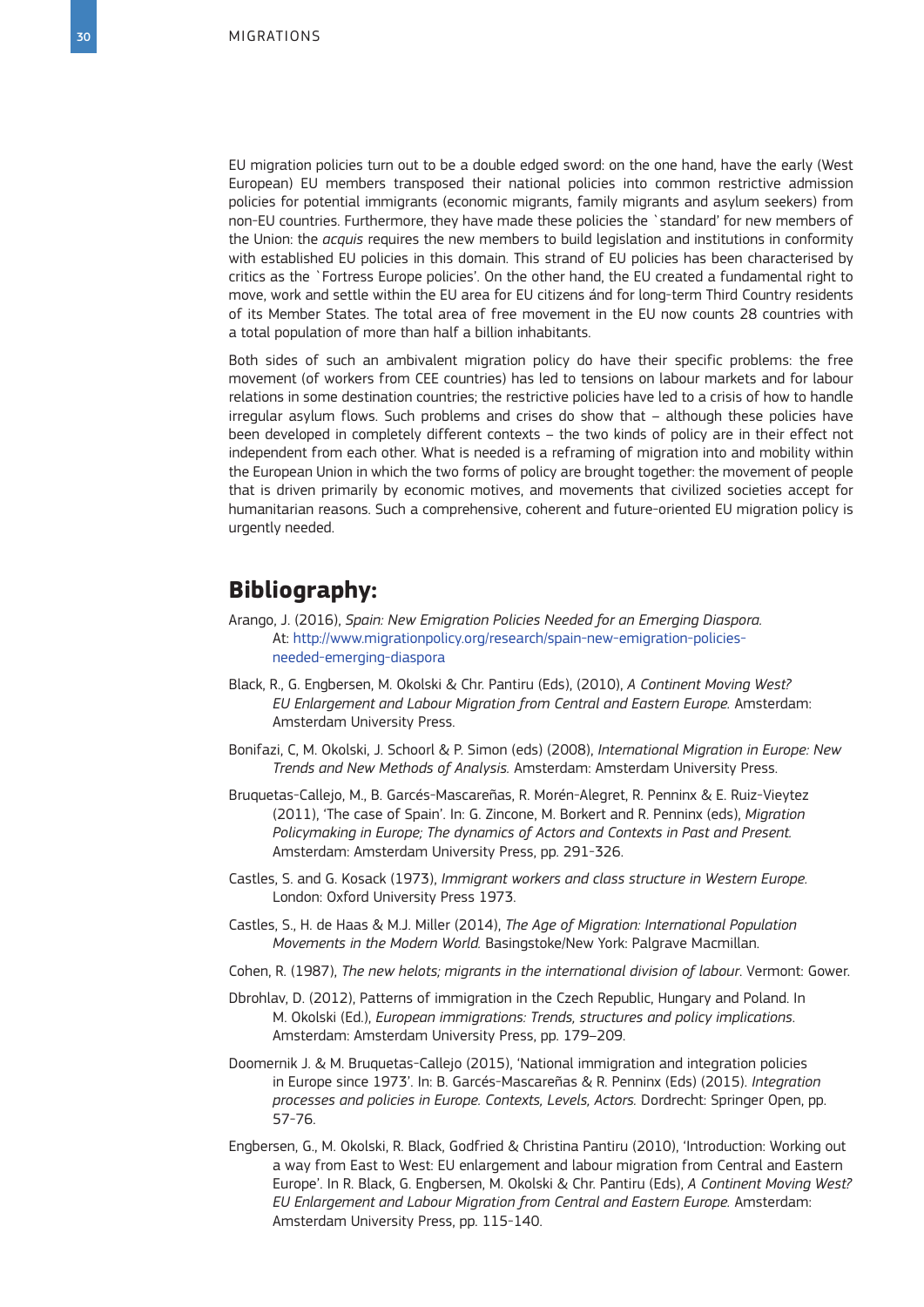EU migration policies turn out to be a double edged sword: on the one hand, have the early (West European) EU members transposed their national policies into common restrictive admission policies for potential immigrants (economic migrants, family migrants and asylum seekers) from non-EU countries. Furthermore, they have made these policies the `standard' for new members of the Union: the *acquis* requires the new members to build legislation and institutions in conformity with established EU policies in this domain. This strand of EU policies has been characterised by critics as the `Fortress Europe policies'. On the other hand, the EU created a fundamental right to move, work and settle within the EU area for EU citizens ánd for long-term Third Country residents of its Member States. The total area of free movement in the EU now counts 28 countries with a total population of more than half a billion inhabitants.

Both sides of such an ambivalent migration policy do have their specific problems: the free movement (of workers from CEE countries) has led to tensions on labour markets and for labour relations in some destination countries; the restrictive policies have led to a crisis of how to handle irregular asylum flows. Such problems and crises do show that – although these policies have been developed in completely different contexts – the two kinds of policy are in their effect not independent from each other. What is needed is a reframing of migration into and mobility within the European Union in which the two forms of policy are brought together: the movement of people that is driven primarily by economic motives, and movements that civilized societies accept for humanitarian reasons. Such a comprehensive, coherent and future-oriented EU migration policy is urgently needed.

## Bibliography:

Arango, J. (2016), *Spain: New Emigration Policies Needed for an Emerging Diaspora.* At: http://www.migrationpolicy.org/research/spain-new-emigration-policies-needed-emerging-diaspora

Black, R., G. Engbersen, M. Okolski & Chr. Pantiru (Eds), (2010), *A Continent Moving West? EU Enlargement and Labour Migration from Central and Eastern Europe.* Amsterdam: Amsterdam University Press.

Bonifazi, C, M. Okolski, J. Schoorl & P. Simon (eds) (2008), *International Migration in Europe: New Trends and New Methods of Analysis.* Amsterdam: Amsterdam University Press.

Bruquetas-Callejo, M., B. Garcés-Mascareñas, R. Morén-Alegret, R. Penninx & E. Ruiz-Vieytez (2011), 'The case of Spain'. In: G. Zincone, M. Borkert and R. Penninx (eds), *Migration Policymaking in Europe; The dynamics of Actors and Contexts in Past and Present.* Amsterdam: Amsterdam University Press, pp. 291-326.

Castles, S. and G. Kosack (1973), *Immigrant workers and class structure in Western Europe.* London: Oxford University Press 1973.

Castles, S., H. de Haas & M.J. Miller (2014), *The Age of Migration: International Population Movements in the Modern World.* Basingstoke/New York: Palgrave Macmillan.

Cohen, R. (1987), *The new helots; migrants in the international division of labour*. Vermont: Gower.

Dbrohlav, D. (2012), Patterns of immigration in the Czech Republic, Hungary and Poland. In M. Okolski (Ed.), *European immigrations: Trends, structures and policy implications.* Amsterdam: Amsterdam University Press, pp. 179–209.

Doomernik J. & M. Bruquetas-Callejo (2015), 'National immigration and integration policies in Europe since 1973'. In: B. Garcés-Mascareñas & R. Penninx (Eds) (2015). *Integration processes and policies in Europe. Contexts, Levels, Actors.* Dordrecht: Springer Open, pp. 57-76.

Engbersen, G., M. Okolski, R. Black, Godfried & Christina Pantiru (2010), 'Introduction: Working out a way from East to West: EU enlargement and labour migration from Central and Eastern Europe'. In R. Black, G. Engbersen, M. Okolski & Chr. Pantiru (Eds), *A Continent Moving West? EU Enlargement and Labour Migration from Central and Eastern Europe.* Amsterdam: Amsterdam University Press, pp. 115-140.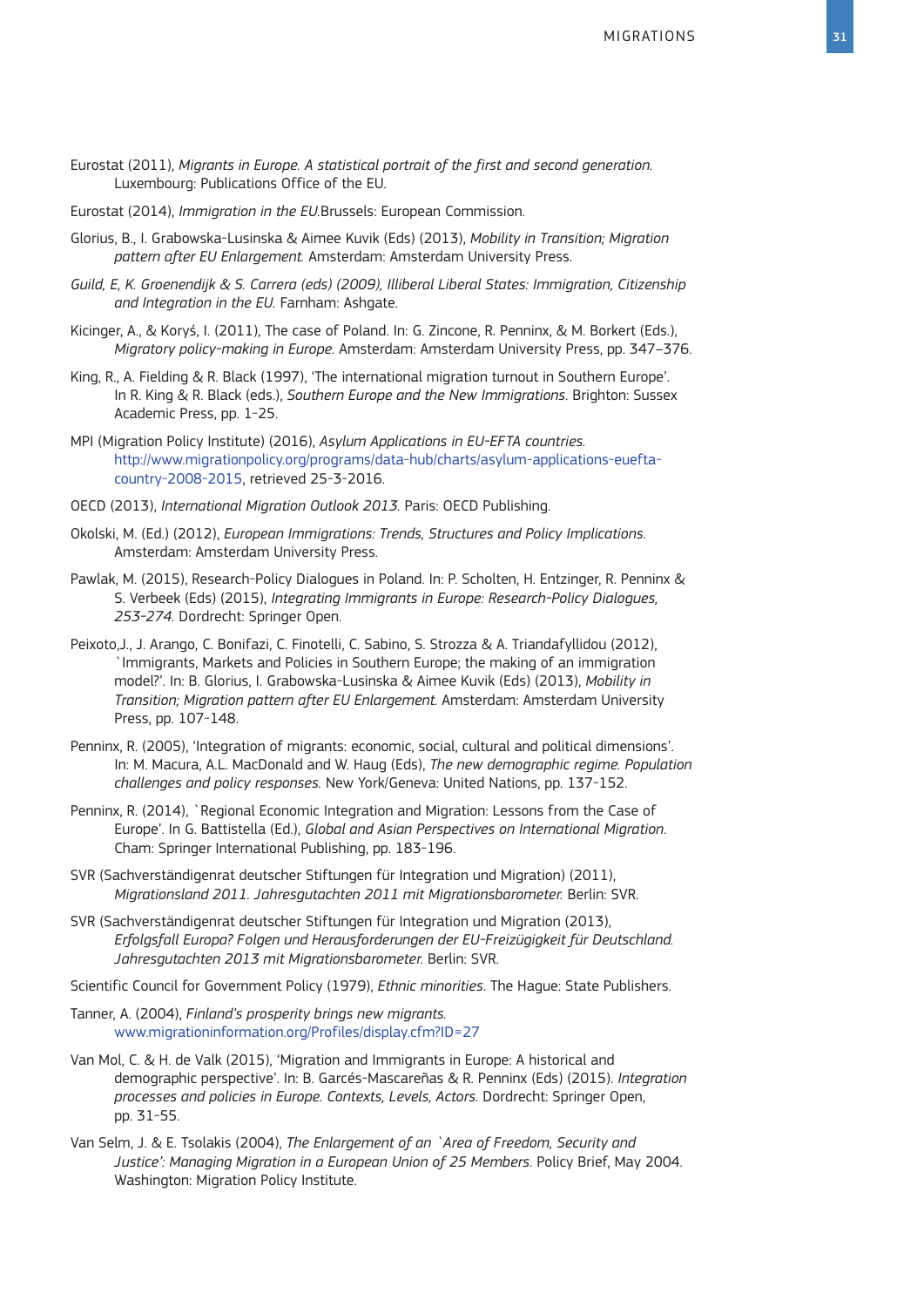Eurostat (2011), *Migrants in Europe. A statistical portrait of the first and second generation.* Luxembourg: Publications Office of the EU.

Eurostat (2014), *Immigration in the EU.*Brussels: European Commission.

Glorius, B., I. Grabowska-Lusinska & Aimee Kuvik (Eds) (2013), *Mobility in Transition; Migration pattern after EU Enlargement.* Amsterdam: Amsterdam University Press.

*Guild, E, K. Groenendijk & S. Carrera (eds) (2009), Illiberal Liberal States: Immigration, Citizenship and Integration in the EU.* Farnham: Ashgate.

Kicinger, A., & Koryś, I. (2011), The case of Poland. In: G. Zincone, R. Penninx, & M. Borkert (Eds.), *Migratory policy-making in Europe*. Amsterdam: Amsterdam University Press, pp. 347–376.

King, R., A. Fielding & R. Black (1997), 'The international migration turnout in Southern Europe'. In R. King & R. Black (eds.), *Southern Europe and the New Immigrations*. Brighton: Sussex Academic Press, pp. 1-25.

MPI (Migration Policy Institute) (2016), *Asylum Applications in EU-EFTA countries.* http://www.migrationpolicy.org/programs/data-hub/charts/asylum-applications-euefta-country-2008-2015, retrieved 25-3-2016.

OECD (2013), *International Migration Outlook 2013.* Paris: OECD Publishing.

Okolski, M. (Ed.) (2012), *European Immigrations: Trends, Structures and Policy Implications*. Amsterdam: Amsterdam University Press.

Pawlak, M. (2015), Research-Policy Dialogues in Poland. In: P. Scholten, H. Entzinger, R. Penninx & S. Verbeek (Eds) (2015), *Integrating Immigrants in Europe: Research-Policy Dialogues, 253-274.* Dordrecht: Springer Open.

Peixoto,J., J. Arango, C. Bonifazi, C. Finotelli, C. Sabino, S. Strozza & A. Triandafyllidou (2012), `Immigrants, Markets and Policies in Southern Europe; the making of an immigration model?'. In: B. Glorius, I. Grabowska-Lusinska & Aimee Kuvik (Eds) (2013), *Mobility in Transition; Migration pattern after EU Enlargement.* Amsterdam: Amsterdam University Press, pp. 107-148.

Penninx, R. (2005), 'Integration of migrants: economic, social, cultural and political dimensions'. In: M. Macura, A.L. MacDonald and W. Haug (Eds), *The new demographic regime. Population challenges and policy responses.* New York/Geneva: United Nations, pp. 137-152.

Penninx, R. (2014), `Regional Economic Integration and Migration: Lessons from the Case of Europe'. In G. Battistella (Ed.), *Global and Asian Perspectives on International Migration*. Cham: Springer International Publishing, pp. 183-196.

SVR (Sachverständigenrat deutscher Stiftungen für Integration und Migration) (2011), *Migrationsland 2011. Jahresgutachten 2011 mit Migrationsbarometer.* Berlin: SVR.

SVR (Sachverständigenrat deutscher Stiftungen für Integration und Migration (2013), *Erfolgsfall Europa? Folgen und Herausforderungen der EU-Freizügigkeit für Deutschland. Jahresgutachten 2013 mit Migrationsbarometer.* Berlin: SVR.

Scientific Council for Government Policy (1979), *Ethnic minorities*. The Hague: State Publishers.

Tanner, A. (2004), *Finland's prosperity brings new migrants.* www.migrationinformation.org/Profiles/display.cfm?ID=27

Van Mol, C. & H. de Valk (2015), 'Migration and Immigrants in Europe: A historical and demographic perspective'. In: B. Garcés-Mascareñas & R. Penninx (Eds) (2015). *Integration processes and policies in Europe. Contexts, Levels, Actors.* Dordrecht: Springer Open, pp. 31-55.

Van Selm, J. & E. Tsolakis (2004), *The Enlargement of an `Area of Freedom, Security and Justice': Managing Migration in a European Union of 25 Members*. Policy Brief, May 2004. Washington: Migration Policy Institute.